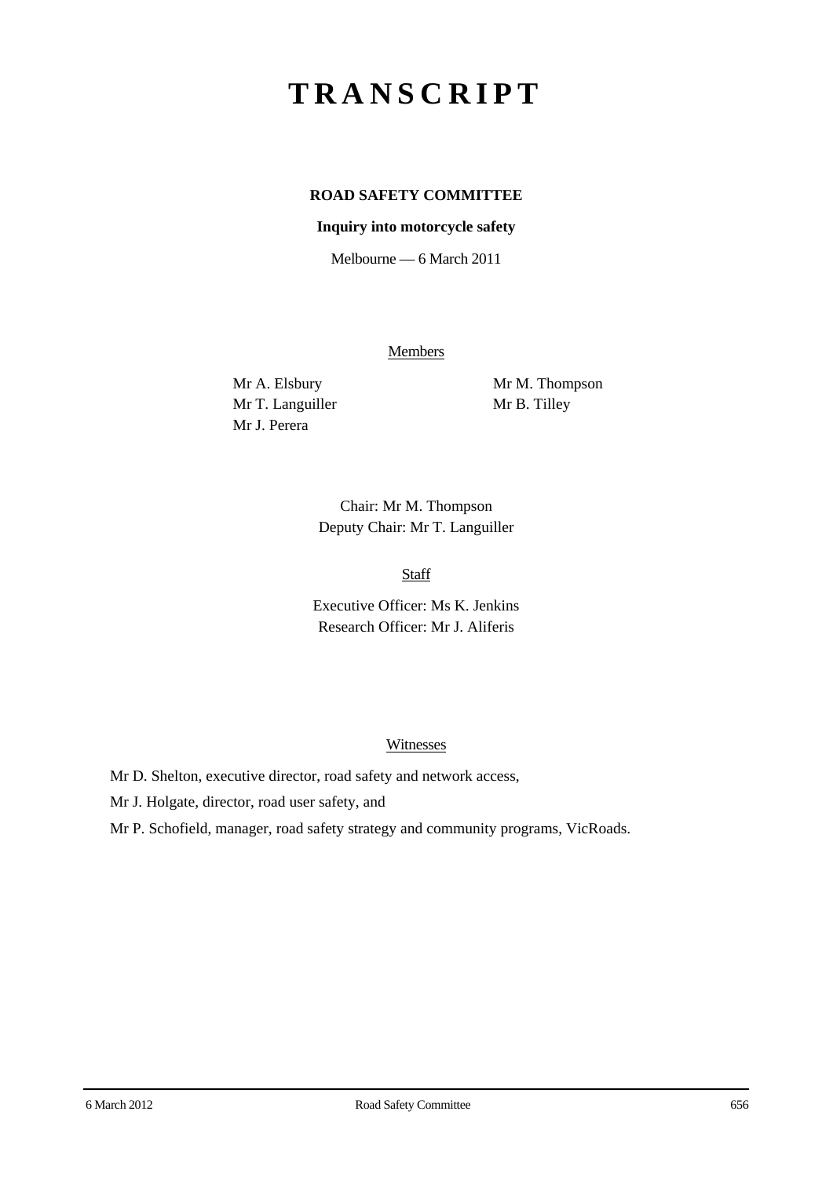# TRANSCRIPT

**ROAD SAFETY COMMITTEE**

**Inquiry into motorcycle safety**

Melbourne — 6 March 2011

Members

Mr A. Elsbury

Mr T. Languiller

Mr J. Perera

Mr M. Thompson

Mr B. Tilley

Chair: Mr M. Thompson

Deputy Chair: Mr T. Languiller

Staff

Executive Officer: Ms K. Jenkins

Research Officer: Mr J. Aliferis

Witnesses

Mr D. Shelton, executive director, road safety and network access,

Mr J. Holgate, director, road user safety, and

Mr P. Schofield, manager, road safety strategy and community programs, VicRoads.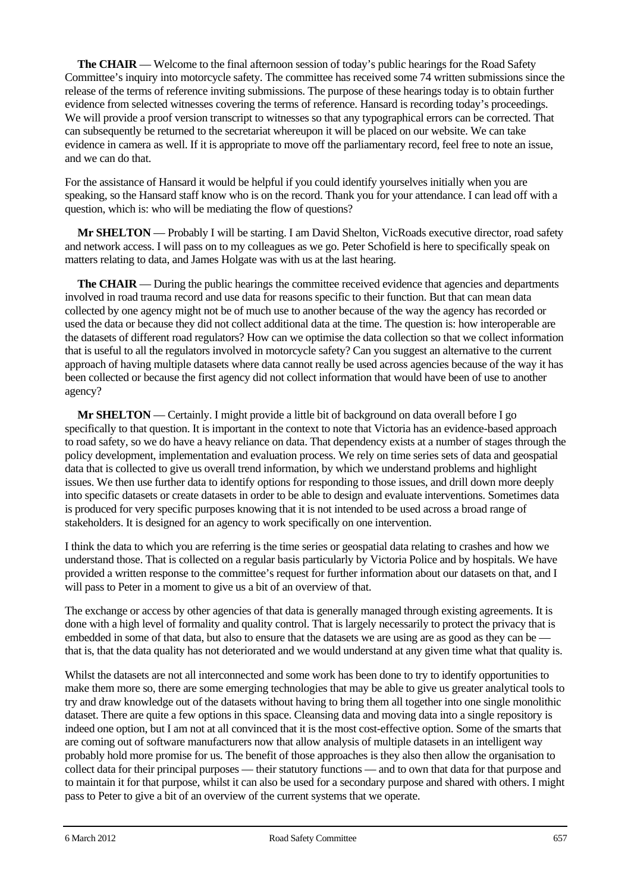**The CHAIR** — Welcome to the final afternoon session of today's public hearings for the Road Safety Committee's inquiry into motorcycle safety. The committee has received some 74 written submissions since the release of the terms of reference inviting submissions. The purpose of these hearings today is to obtain further evidence from selected witnesses covering the terms of reference. Hansard is recording today's proceedings. We will provide a proof version transcript to witnesses so that any typographical errors can be corrected. That can subsequently be returned to the secretariat whereupon it will be placed on our website. We can take evidence in camera as well. If it is appropriate to move off the parliamentary record, feel free to note an issue, and we can do that.

For the assistance of Hansard it would be helpful if you could identify yourselves initially when you are speaking, so the Hansard staff know who is on the record. Thank you for your attendance. I can lead off with a question, which is: who will be mediating the flow of questions?

**Mr SHELTON** — Probably I will be starting. I am David Shelton, VicRoads executive director, road safety and network access. I will pass on to my colleagues as we go. Peter Schofield is here to specifically speak on matters relating to data, and James Holgate was with us at the last hearing.

**The CHAIR** — During the public hearings the committee received evidence that agencies and departments involved in road trauma record and use data for reasons specific to their function. But that can mean data collected by one agency might not be of much use to another because of the way the agency has recorded or used the data or because they did not collect additional data at the time. The question is: how interoperable are the datasets of different road regulators? How can we optimise the data collection so that we collect information that is useful to all the regulators involved in motorcycle safety? Can you suggest an alternative to the current approach of having multiple datasets where data cannot really be used across agencies because of the way it has been collected or because the first agency did not collect information that would have been of use to another agency?

**Mr SHELTON** — Certainly. I might provide a little bit of background on data overall before I go specifically to that question. It is important in the context to note that Victoria has an evidence-based approach to road safety, so we do have a heavy reliance on data. That dependency exists at a number of stages through the policy development, implementation and evaluation process. We rely on time series sets of data and geospatial data that is collected to give us overall trend information, by which we understand problems and highlight issues. We then use further data to identify options for responding to those issues, and drill down more deeply into specific datasets or create datasets in order to be able to design and evaluate interventions. Sometimes data is produced for very specific purposes knowing that it is not intended to be used across a broad range of stakeholders. It is designed for an agency to work specifically on one intervention.

I think the data to which you are referring is the time series or geospatial data relating to crashes and how we understand those. That is collected on a regular basis particularly by Victoria Police and by hospitals. We have provided a written response to the committee's request for further information about our datasets on that, and I will pass to Peter in a moment to give us a bit of an overview of that.

The exchange or access by other agencies of that data is generally managed through existing agreements. It is done with a high level of formality and quality control. That is largely necessarily to protect the privacy that is embedded in some of that data, but also to ensure that the datasets we are using are as good as they can be — that is, that the data quality has not deteriorated and we would understand at any given time what that quality is.

Whilst the datasets are not all interconnected and some work has been done to try to identify opportunities to make them more so, there are some emerging technologies that may be able to give us greater analytical tools to try and draw knowledge out of the datasets without having to bring them all together into one single monolithic dataset. There are quite a few options in this space. Cleansing data and moving data into a single repository is indeed one option, but I am not at all convinced that it is the most cost-effective option. Some of the smarts that are coming out of software manufacturers now that allow analysis of multiple datasets in an intelligent way probably hold more promise for us. The benefit of those approaches is they also then allow the organisation to collect data for their principal purposes — their statutory functions — and to own that data for that purpose and to maintain it for that purpose, whilst it can also be used for a secondary purpose and shared with others. I might pass to Peter to give a bit of an overview of the current systems that we operate.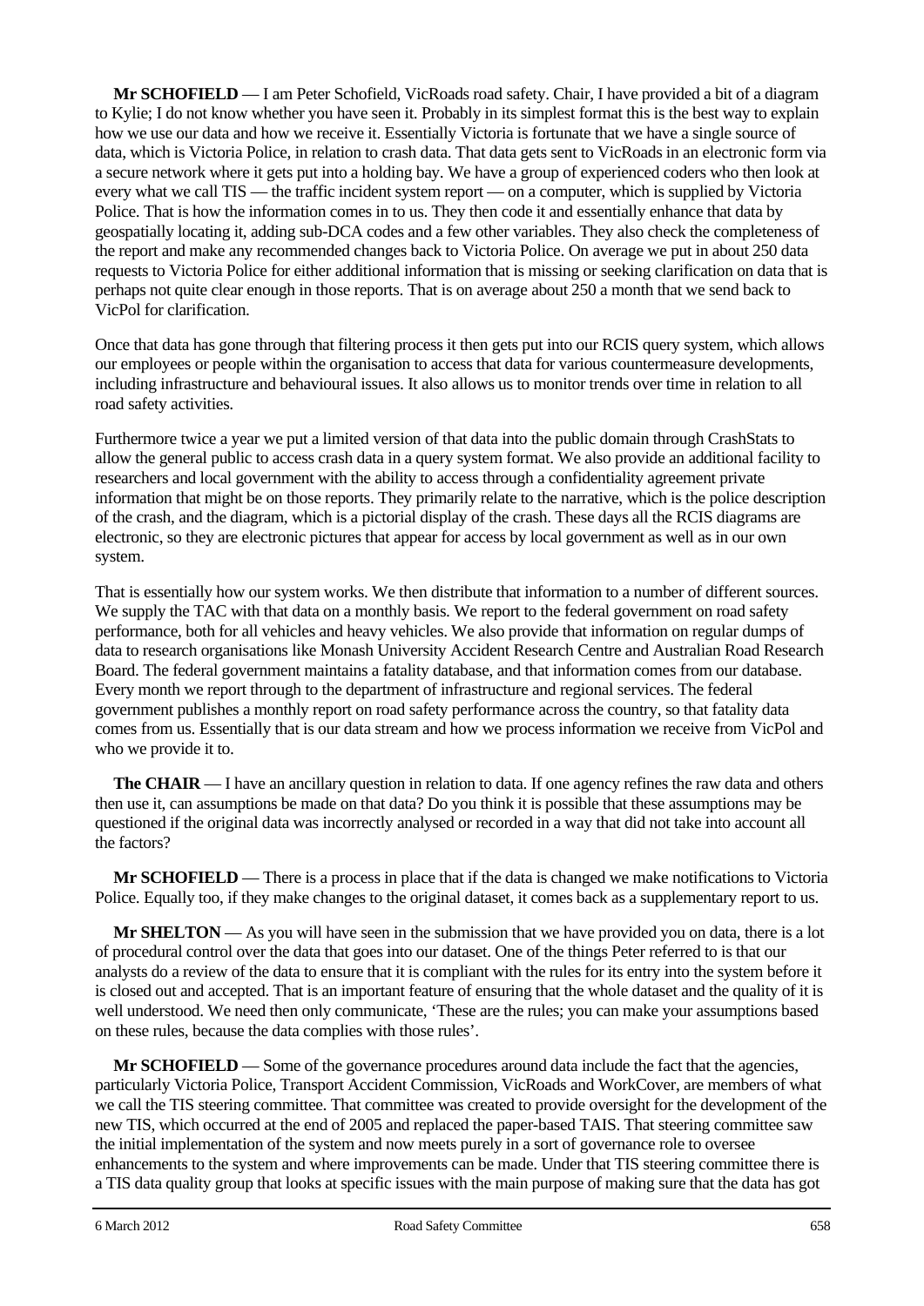**Mr SCHOFIELD** — I am Peter Schofield, VicRoads road safety. Chair, I have provided a bit of a diagram to Kylie; I do not know whether you have seen it. Probably in its simplest format this is the best way to explain how we use our data and how we receive it. Essentially Victoria is fortunate that we have a single source of data, which is Victoria Police, in relation to crash data. That data gets sent to VicRoads in an electronic form via a secure network where it gets put into a holding bay. We have a group of experienced coders who then look at every what we call TIS — the traffic incident system report — on a computer, which is supplied by Victoria Police. That is how the information comes in to us. They then code it and essentially enhance that data by geospatially locating it, adding sub-DCA codes and a few other variables. They also check the completeness of the report and make any recommended changes back to Victoria Police. On average we put in about 250 data requests to Victoria Police for either additional information that is missing or seeking clarification on data that is perhaps not quite clear enough in those reports. That is on average about 250 a month that we send back to VicPol for clarification.

Once that data has gone through that filtering process it then gets put into our RCIS query system, which allows our employees or people within the organisation to access that data for various countermeasure developments, including infrastructure and behavioural issues. It also allows us to monitor trends over time in relation to all road safety activities.

Furthermore twice a year we put a limited version of that data into the public domain through CrashStats to allow the general public to access crash data in a query system format. We also provide an additional facility to researchers and local government with the ability to access through a confidentiality agreement private information that might be on those reports. They primarily relate to the narrative, which is the police description of the crash, and the diagram, which is a pictorial display of the crash. These days all the RCIS diagrams are electronic, so they are electronic pictures that appear for access by local government as well as in our own system.

That is essentially how our system works. We then distribute that information to a number of different sources. We supply the TAC with that data on a monthly basis. We report to the federal government on road safety performance, both for all vehicles and heavy vehicles. We also provide that information on regular dumps of data to research organisations like Monash University Accident Research Centre and Australian Road Research Board. The federal government maintains a fatality database, and that information comes from our database. Every month we report through to the department of infrastructure and regional services. The federal government publishes a monthly report on road safety performance across the country, so that fatality data comes from us. Essentially that is our data stream and how we process information we receive from VicPol and who we provide it to.

**The CHAIR** — I have an ancillary question in relation to data. If one agency refines the raw data and others then use it, can assumptions be made on that data? Do you think it is possible that these assumptions may be questioned if the original data was incorrectly analysed or recorded in a way that did not take into account all the factors?

**Mr SCHOFIELD** — There is a process in place that if the data is changed we make notifications to Victoria Police. Equally too, if they make changes to the original dataset, it comes back as a supplementary report to us.

**Mr SHELTON** — As you will have seen in the submission that we have provided you on data, there is a lot of procedural control over the data that goes into our dataset. One of the things Peter referred to is that our analysts do a review of the data to ensure that it is compliant with the rules for its entry into the system before it is closed out and accepted. That is an important feature of ensuring that the whole dataset and the quality of it is well understood. We need then only communicate, 'These are the rules; you can make your assumptions based on these rules, because the data complies with those rules'.

**Mr SCHOFIELD** — Some of the governance procedures around data include the fact that the agencies, particularly Victoria Police, Transport Accident Commission, VicRoads and WorkCover, are members of what we call the TIS steering committee. That committee was created to provide oversight for the development of the new TIS, which occurred at the end of 2005 and replaced the paper-based TAIS. That steering committee saw the initial implementation of the system and now meets purely in a sort of governance role to oversee enhancements to the system and where improvements can be made. Under that TIS steering committee there is a TIS data quality group that looks at specific issues with the main purpose of making sure that the data has got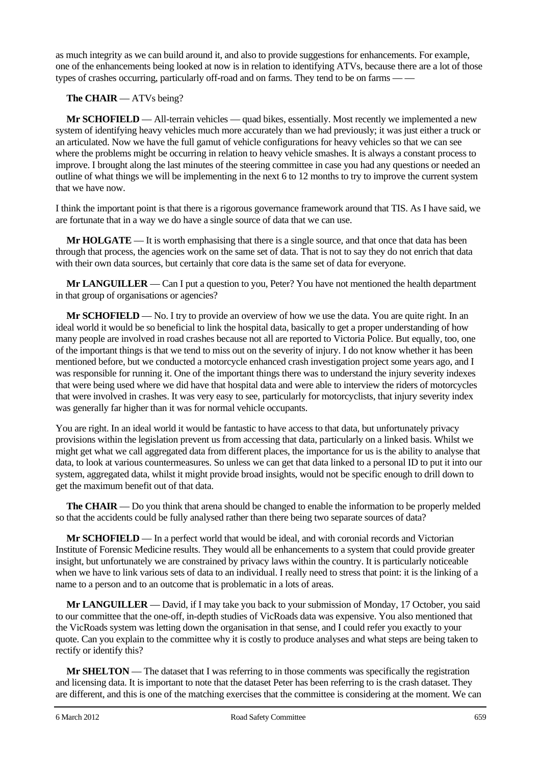as much integrity as we can build around it, and also to provide suggestions for enhancements. For example, one of the enhancements being looked at now is in relation to identifying ATVs, because there are a lot of those types of crashes occurring, particularly off-road and on farms. They tend to be on farms — —

**The CHAIR** — ATVs being?

**Mr SCHOFIELD** — All-terrain vehicles — quad bikes, essentially. Most recently we implemented a new system of identifying heavy vehicles much more accurately than we had previously; it was just either a truck or an articulated. Now we have the full gamut of vehicle configurations for heavy vehicles so that we can see where the problems might be occurring in relation to heavy vehicle smashes. It is always a constant process to improve. I brought along the last minutes of the steering committee in case you had any questions or needed an outline of what things we will be implementing in the next 6 to 12 months to try to improve the current system that we have now.

I think the important point is that there is a rigorous governance framework around that TIS. As I have said, we are fortunate that in a way we do have a single source of data that we can use.

**Mr HOLGATE** — It is worth emphasising that there is a single source, and that once that data has been through that process, the agencies work on the same set of data. That is not to say they do not enrich that data with their own data sources, but certainly that core data is the same set of data for everyone.

**Mr LANGUILLER** — Can I put a question to you, Peter? You have not mentioned the health department in that group of organisations or agencies?

**Mr SCHOFIELD** — No. I try to provide an overview of how we use the data. You are quite right. In an ideal world it would be so beneficial to link the hospital data, basically to get a proper understanding of how many people are involved in road crashes because not all are reported to Victoria Police. But equally, too, one of the important things is that we tend to miss out on the severity of injury. I do not know whether it has been mentioned before, but we conducted a motorcycle enhanced crash investigation project some years ago, and I was responsible for running it. One of the important things there was to understand the injury severity indexes that were being used where we did have that hospital data and were able to interview the riders of motorcycles that were involved in crashes. It was very easy to see, particularly for motorcyclists, that injury severity index was generally far higher than it was for normal vehicle occupants.

You are right. In an ideal world it would be fantastic to have access to that data, but unfortunately privacy provisions within the legislation prevent us from accessing that data, particularly on a linked basis. Whilst we might get what we call aggregated data from different places, the importance for us is the ability to analyse that data, to look at various countermeasures. So unless we can get that data linked to a personal ID to put it into our system, aggregated data, whilst it might provide broad insights, would not be specific enough to drill down to get the maximum benefit out of that data.

**The CHAIR** — Do you think that arena should be changed to enable the information to be properly melded so that the accidents could be fully analysed rather than there being two separate sources of data?

**Mr SCHOFIELD** — In a perfect world that would be ideal, and with coronial records and Victorian Institute of Forensic Medicine results. They would all be enhancements to a system that could provide greater insight, but unfortunately we are constrained by privacy laws within the country. It is particularly noticeable when we have to link various sets of data to an individual. I really need to stress that point: it is the linking of a name to a person and to an outcome that is problematic in a lots of areas.

**Mr LANGUILLER** — David, if I may take you back to your submission of Monday, 17 October, you said to our committee that the one-off, in-depth studies of VicRoads data was expensive. You also mentioned that the VicRoads system was letting down the organisation in that sense, and I could refer you exactly to your quote. Can you explain to the committee why it is costly to produce analyses and what steps are being taken to rectify or identify this?

**Mr SHELTON** — The dataset that I was referring to in those comments was specifically the registration and licensing data. It is important to note that the dataset Peter has been referring to is the crash dataset. They are different, and this is one of the matching exercises that the committee is considering at the moment. We can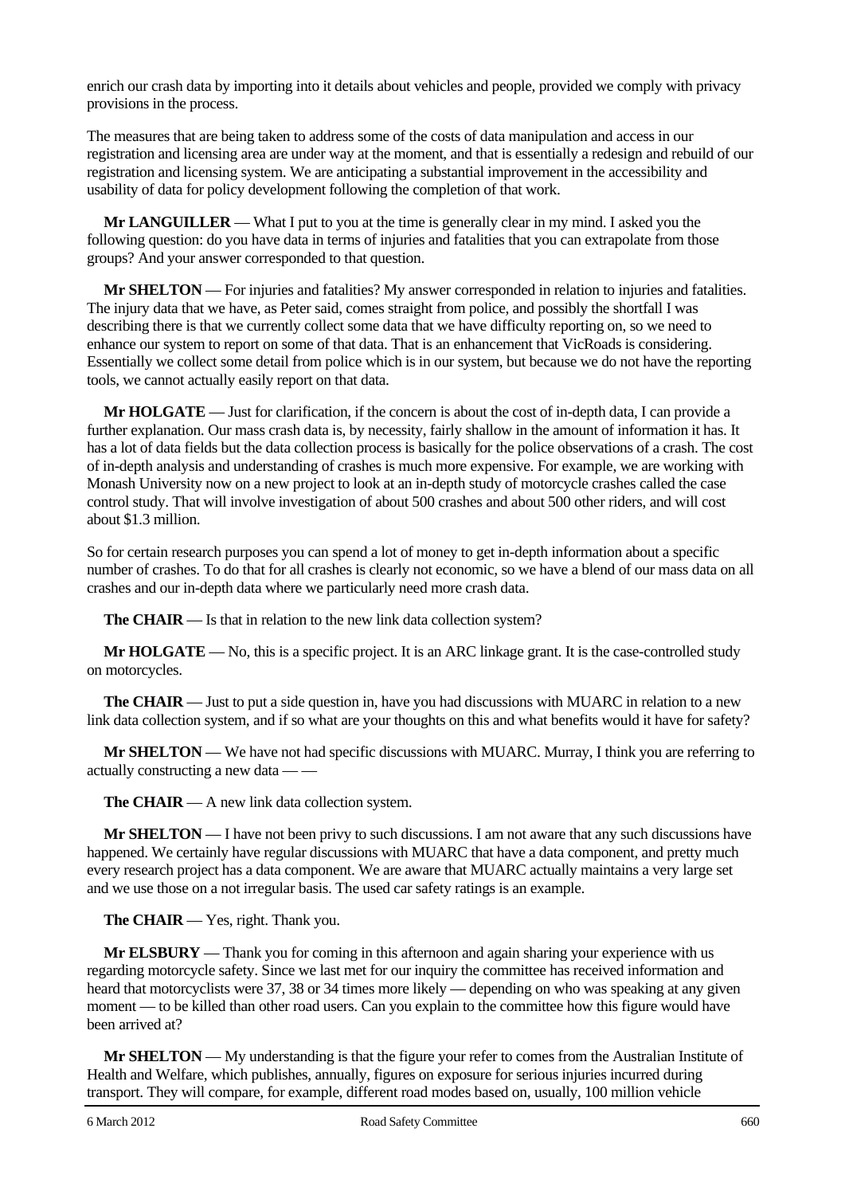enrich our crash data by importing into it details about vehicles and people, provided we comply with privacy provisions in the process.

The measures that are being taken to address some of the costs of data manipulation and access in our registration and licensing area are under way at the moment, and that is essentially a redesign and rebuild of our registration and licensing system. We are anticipating a substantial improvement in the accessibility and usability of data for policy development following the completion of that work.

**Mr LANGUILLER** — What I put to you at the time is generally clear in my mind. I asked you the following question: do you have data in terms of injuries and fatalities that you can extrapolate from those groups? And your answer corresponded to that question.

**Mr SHELTON** — For injuries and fatalities? My answer corresponded in relation to injuries and fatalities. The injury data that we have, as Peter said, comes straight from police, and possibly the shortfall I was describing there is that we currently collect some data that we have difficulty reporting on, so we need to enhance our system to report on some of that data. That is an enhancement that VicRoads is considering. Essentially we collect some detail from police which is in our system, but because we do not have the reporting tools, we cannot actually easily report on that data.

**Mr HOLGATE** — Just for clarification, if the concern is about the cost of in-depth data, I can provide a further explanation. Our mass crash data is, by necessity, fairly shallow in the amount of information it has. It has a lot of data fields but the data collection process is basically for the police observations of a crash. The cost of in-depth analysis and understanding of crashes is much more expensive. For example, we are working with Monash University now on a new project to look at an in-depth study of motorcycle crashes called the case control study. That will involve investigation of about 500 crashes and about 500 other riders, and will cost about $1.3 million.

So for certain research purposes you can spend a lot of money to get in-depth information about a specific number of crashes. To do that for all crashes is clearly not economic, so we have a blend of our mass data on all crashes and our in-depth data where we particularly need more crash data.

**The CHAIR** — Is that in relation to the new link data collection system?

**Mr HOLGATE** — No, this is a specific project. It is an ARC linkage grant. It is the case-controlled study on motorcycles.

**The CHAIR** — Just to put a side question in, have you had discussions with MUARC in relation to a new link data collection system, and if so what are your thoughts on this and what benefits would it have for safety?

**Mr SHELTON** — We have not had specific discussions with MUARC. Murray, I think you are referring to actually constructing a new data — —

**The CHAIR** — A new link data collection system.

**Mr SHELTON** — I have not been privy to such discussions. I am not aware that any such discussions have happened. We certainly have regular discussions with MUARC that have a data component, and pretty much every research project has a data component. We are aware that MUARC actually maintains a very large set and we use those on a not irregular basis. The used car safety ratings is an example.

**The CHAIR** — Yes, right. Thank you.

**Mr ELSBURY** — Thank you for coming in this afternoon and again sharing your experience with us regarding motorcycle safety. Since we last met for our inquiry the committee has received information and heard that motorcyclists were 37, 38 or 34 times more likely — depending on who was speaking at any given moment — to be killed than other road users. Can you explain to the committee how this figure would have been arrived at?

**Mr SHELTON** — My understanding is that the figure your refer to comes from the Australian Institute of Health and Welfare, which publishes, annually, figures on exposure for serious injuries incurred during transport. They will compare, for example, different road modes based on, usually, 100 million vehicle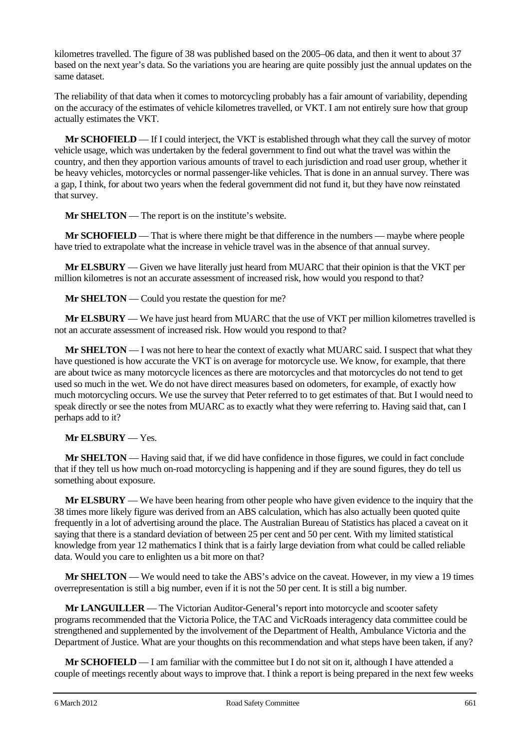kilometres travelled. The figure of 38 was published based on the 2005–06 data, and then it went to about 37 based on the next year's data. So the variations you are hearing are quite possibly just the annual updates on the same dataset.

The reliability of that data when it comes to motorcycling probably has a fair amount of variability, depending on the accuracy of the estimates of vehicle kilometres travelled, or VKT. I am not entirely sure how that group actually estimates the VKT.

**Mr SCHOFIELD** — If I could interject, the VKT is established through what they call the survey of motor vehicle usage, which was undertaken by the federal government to find out what the travel was within the country, and then they apportion various amounts of travel to each jurisdiction and road user group, whether it be heavy vehicles, motorcycles or normal passenger-like vehicles. That is done in an annual survey. There was a gap, I think, for about two years when the federal government did not fund it, but they have now reinstated that survey.

**Mr SHELTON** — The report is on the institute's website.

**Mr SCHOFIELD** — That is where there might be that difference in the numbers — maybe where people have tried to extrapolate what the increase in vehicle travel was in the absence of that annual survey.

**Mr ELSBURY** — Given we have literally just heard from MUARC that their opinion is that the VKT per million kilometres is not an accurate assessment of increased risk, how would you respond to that?

**Mr SHELTON** — Could you restate the question for me?

**Mr ELSBURY** — We have just heard from MUARC that the use of VKT per million kilometres travelled is not an accurate assessment of increased risk. How would you respond to that?

**Mr SHELTON** — I was not here to hear the context of exactly what MUARC said. I suspect that what they have questioned is how accurate the VKT is on average for motorcycle use. We know, for example, that there are about twice as many motorcycle licences as there are motorcycles and that motorcycles do not tend to get used so much in the wet. We do not have direct measures based on odometers, for example, of exactly how much motorcycling occurs. We use the survey that Peter referred to to get estimates of that. But I would need to speak directly or see the notes from MUARC as to exactly what they were referring to. Having said that, can I perhaps add to it?

**Mr ELSBURY** — Yes.

**Mr SHELTON** — Having said that, if we did have confidence in those figures, we could in fact conclude that if they tell us how much on-road motorcycling is happening and if they are sound figures, they do tell us something about exposure.

**Mr ELSBURY** — We have been hearing from other people who have given evidence to the inquiry that the 38 times more likely figure was derived from an ABS calculation, which has also actually been quoted quite frequently in a lot of advertising around the place. The Australian Bureau of Statistics has placed a caveat on it saying that there is a standard deviation of between 25 per cent and 50 per cent. With my limited statistical knowledge from year 12 mathematics I think that is a fairly large deviation from what could be called reliable data. Would you care to enlighten us a bit more on that?

**Mr SHELTON** — We would need to take the ABS's advice on the caveat. However, in my view a 19 times overrepresentation is still a big number, even if it is not the 50 per cent. It is still a big number.

**Mr LANGUILLER** — The Victorian Auditor-General's report into motorcycle and scooter safety programs recommended that the Victoria Police, the TAC and VicRoads interagency data committee could be strengthened and supplemented by the involvement of the Department of Health, Ambulance Victoria and the Department of Justice. What are your thoughts on this recommendation and what steps have been taken, if any?

**Mr SCHOFIELD** — I am familiar with the committee but I do not sit on it, although I have attended a couple of meetings recently about ways to improve that. I think a report is being prepared in the next few weeks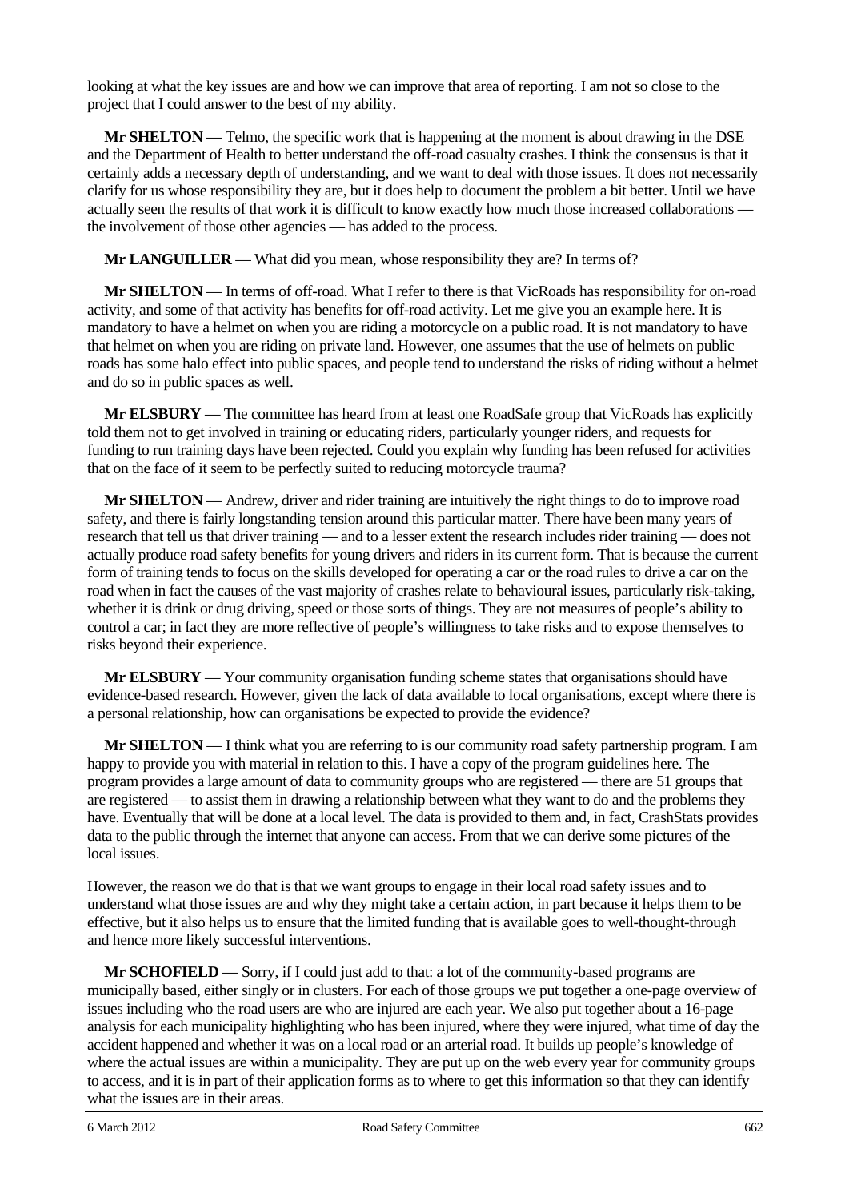looking at what the key issues are and how we can improve that area of reporting. I am not so close to the project that I could answer to the best of my ability.

**Mr SHELTON** — Telmo, the specific work that is happening at the moment is about drawing in the DSE and the Department of Health to better understand the off-road casualty crashes. I think the consensus is that it certainly adds a necessary depth of understanding, and we want to deal with those issues. It does not necessarily clarify for us whose responsibility they are, but it does help to document the problem a bit better. Until we have actually seen the results of that work it is difficult to know exactly how much those increased collaborations — the involvement of those other agencies — has added to the process.

**Mr LANGUILLER** — What did you mean, whose responsibility they are? In terms of?

**Mr SHELTON** — In terms of off-road. What I refer to there is that VicRoads has responsibility for on-road activity, and some of that activity has benefits for off-road activity. Let me give you an example here. It is mandatory to have a helmet on when you are riding a motorcycle on a public road. It is not mandatory to have that helmet on when you are riding on private land. However, one assumes that the use of helmets on public roads has some halo effect into public spaces, and people tend to understand the risks of riding without a helmet and do so in public spaces as well.

**Mr ELSBURY** — The committee has heard from at least one RoadSafe group that VicRoads has explicitly told them not to get involved in training or educating riders, particularly younger riders, and requests for funding to run training days have been rejected. Could you explain why funding has been refused for activities that on the face of it seem to be perfectly suited to reducing motorcycle trauma?

**Mr SHELTON** — Andrew, driver and rider training are intuitively the right things to do to improve road safety, and there is fairly longstanding tension around this particular matter. There have been many years of research that tell us that driver training — and to a lesser extent the research includes rider training — does not actually produce road safety benefits for young drivers and riders in its current form. That is because the current form of training tends to focus on the skills developed for operating a car or the road rules to drive a car on the road when in fact the causes of the vast majority of crashes relate to behavioural issues, particularly risk-taking, whether it is drink or drug driving, speed or those sorts of things. They are not measures of people's ability to control a car; in fact they are more reflective of people's willingness to take risks and to expose themselves to risks beyond their experience.

**Mr ELSBURY** — Your community organisation funding scheme states that organisations should have evidence-based research. However, given the lack of data available to local organisations, except where there is a personal relationship, how can organisations be expected to provide the evidence?

**Mr SHELTON** — I think what you are referring to is our community road safety partnership program. I am happy to provide you with material in relation to this. I have a copy of the program guidelines here. The program provides a large amount of data to community groups who are registered — there are 51 groups that are registered — to assist them in drawing a relationship between what they want to do and the problems they have. Eventually that will be done at a local level. The data is provided to them and, in fact, CrashStats provides data to the public through the internet that anyone can access. From that we can derive some pictures of the local issues.

However, the reason we do that is that we want groups to engage in their local road safety issues and to understand what those issues are and why they might take a certain action, in part because it helps them to be effective, but it also helps us to ensure that the limited funding that is available goes to well-thought-through and hence more likely successful interventions.

**Mr SCHOFIELD** — Sorry, if I could just add to that: a lot of the community-based programs are municipally based, either singly or in clusters. For each of those groups we put together a one-page overview of issues including who the road users are who are injured are each year. We also put together about a 16-page analysis for each municipality highlighting who has been injured, where they were injured, what time of day the accident happened and whether it was on a local road or an arterial road. It builds up people's knowledge of where the actual issues are within a municipality. They are put up on the web every year for community groups to access, and it is in part of their application forms as to where to get this information so that they can identify what the issues are in their areas.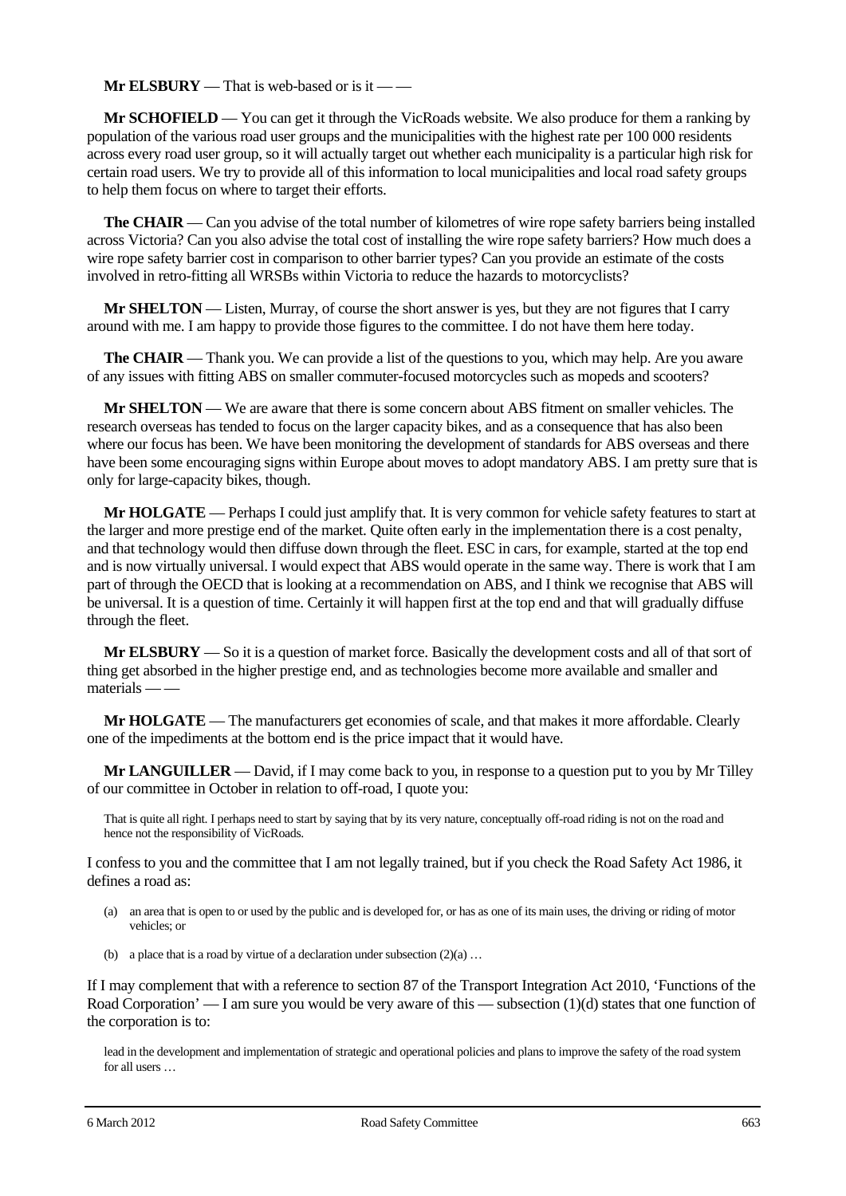**Mr ELSBURY** — That is web-based or is it — —

**Mr SCHOFIELD** — You can get it through the VicRoads website. We also produce for them a ranking by population of the various road user groups and the municipalities with the highest rate per 100 000 residents across every road user group, so it will actually target out whether each municipality is a particular high risk for certain road users. We try to provide all of this information to local municipalities and local road safety groups to help them focus on where to target their efforts.

**The CHAIR** — Can you advise of the total number of kilometres of wire rope safety barriers being installed across Victoria? Can you also advise the total cost of installing the wire rope safety barriers? How much does a wire rope safety barrier cost in comparison to other barrier types? Can you provide an estimate of the costs involved in retro-fitting all WRSBs within Victoria to reduce the hazards to motorcyclists?

**Mr SHELTON** — Listen, Murray, of course the short answer is yes, but they are not figures that I carry around with me. I am happy to provide those figures to the committee. I do not have them here today.

**The CHAIR** — Thank you. We can provide a list of the questions to you, which may help. Are you aware of any issues with fitting ABS on smaller commuter-focused motorcycles such as mopeds and scooters?

**Mr SHELTON** — We are aware that there is some concern about ABS fitment on smaller vehicles. The research overseas has tended to focus on the larger capacity bikes, and as a consequence that has also been where our focus has been. We have been monitoring the development of standards for ABS overseas and there have been some encouraging signs within Europe about moves to adopt mandatory ABS. I am pretty sure that is only for large-capacity bikes, though.

**Mr HOLGATE** — Perhaps I could just amplify that. It is very common for vehicle safety features to start at the larger and more prestige end of the market. Quite often early in the implementation there is a cost penalty, and that technology would then diffuse down through the fleet. ESC in cars, for example, started at the top end and is now virtually universal. I would expect that ABS would operate in the same way. There is work that I am part of through the OECD that is looking at a recommendation on ABS, and I think we recognise that ABS will be universal. It is a question of time. Certainly it will happen first at the top end and that will gradually diffuse through the fleet.

**Mr ELSBURY** — So it is a question of market force. Basically the development costs and all of that sort of thing get absorbed in the higher prestige end, and as technologies become more available and smaller and materials — —

**Mr HOLGATE** — The manufacturers get economies of scale, and that makes it more affordable. Clearly one of the impediments at the bottom end is the price impact that it would have.

**Mr LANGUILLER** — David, if I may come back to you, in response to a question put to you by Mr Tilley of our committee in October in relation to off-road, I quote you:

> That is quite all right. I perhaps need to start by saying that by its very nature, conceptually off-road riding is not on the road and hence not the responsibility of VicRoads.

I confess to you and the committee that I am not legally trained, but if you check the Road Safety Act 1986, it defines a road as:

> (a) an area that is open to or used by the public and is developed for, or has as one of its main uses, the driving or riding of motor vehicles; or
>
> (b) a place that is a road by virtue of a declaration under subsection (2)(a) …

If I may complement that with a reference to section 87 of the Transport Integration Act 2010, 'Functions of the Road Corporation' — I am sure you would be very aware of this — subsection (1)(d) states that one function of the corporation is to:

> lead in the development and implementation of strategic and operational policies and plans to improve the safety of the road system for all users …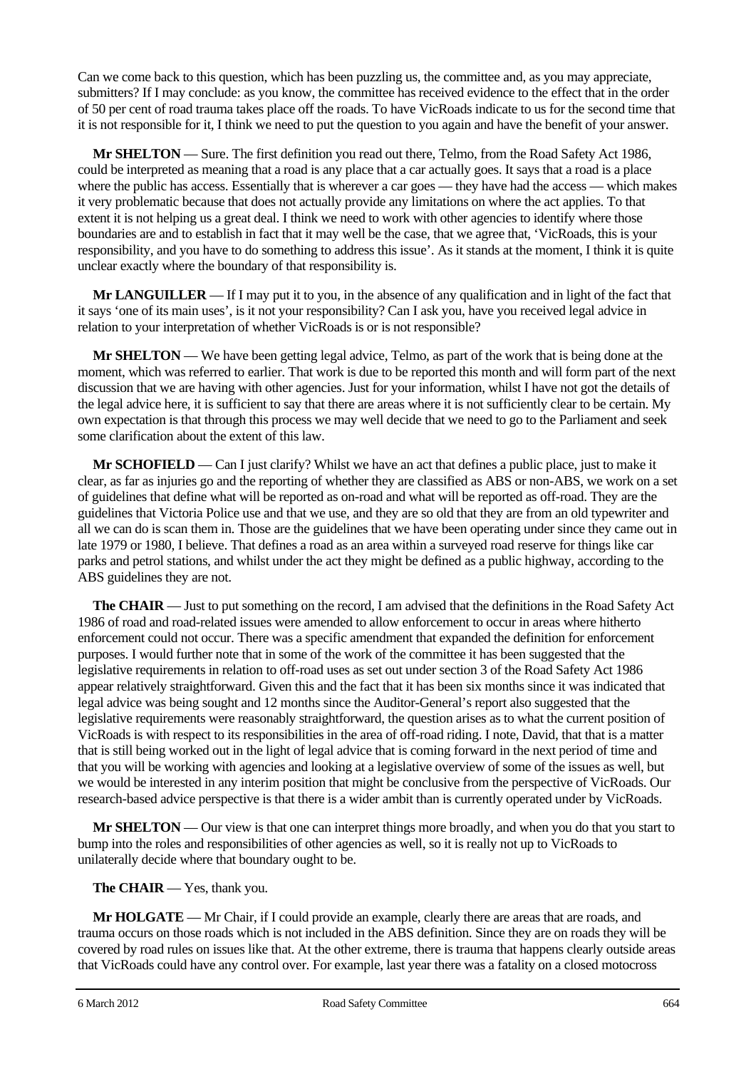Can we come back to this question, which has been puzzling us, the committee and, as you may appreciate, submitters? If I may conclude: as you know, the committee has received evidence to the effect that in the order of 50 per cent of road trauma takes place off the roads. To have VicRoads indicate to us for the second time that it is not responsible for it, I think we need to put the question to you again and have the benefit of your answer.

**Mr SHELTON** — Sure. The first definition you read out there, Telmo, from the Road Safety Act 1986, could be interpreted as meaning that a road is any place that a car actually goes. It says that a road is a place where the public has access. Essentially that is wherever a car goes — they have had the access — which makes it very problematic because that does not actually provide any limitations on where the act applies. To that extent it is not helping us a great deal. I think we need to work with other agencies to identify where those boundaries are and to establish in fact that it may well be the case, that we agree that, 'VicRoads, this is your responsibility, and you have to do something to address this issue'. As it stands at the moment, I think it is quite unclear exactly where the boundary of that responsibility is.

**Mr LANGUILLER** — If I may put it to you, in the absence of any qualification and in light of the fact that it says 'one of its main uses', is it not your responsibility? Can I ask you, have you received legal advice in relation to your interpretation of whether VicRoads is or is not responsible?

**Mr SHELTON** — We have been getting legal advice, Telmo, as part of the work that is being done at the moment, which was referred to earlier. That work is due to be reported this month and will form part of the next discussion that we are having with other agencies. Just for your information, whilst I have not got the details of the legal advice here, it is sufficient to say that there are areas where it is not sufficiently clear to be certain. My own expectation is that through this process we may well decide that we need to go to the Parliament and seek some clarification about the extent of this law.

**Mr SCHOFIELD** — Can I just clarify? Whilst we have an act that defines a public place, just to make it clear, as far as injuries go and the reporting of whether they are classified as ABS or non-ABS, we work on a set of guidelines that define what will be reported as on-road and what will be reported as off-road. They are the guidelines that Victoria Police use and that we use, and they are so old that they are from an old typewriter and all we can do is scan them in. Those are the guidelines that we have been operating under since they came out in late 1979 or 1980, I believe. That defines a road as an area within a surveyed road reserve for things like car parks and petrol stations, and whilst under the act they might be defined as a public highway, according to the ABS guidelines they are not.

**The CHAIR** — Just to put something on the record, I am advised that the definitions in the Road Safety Act 1986 of road and road-related issues were amended to allow enforcement to occur in areas where hitherto enforcement could not occur. There was a specific amendment that expanded the definition for enforcement purposes. I would further note that in some of the work of the committee it has been suggested that the legislative requirements in relation to off-road uses as set out under section 3 of the Road Safety Act 1986 appear relatively straightforward. Given this and the fact that it has been six months since it was indicated that legal advice was being sought and 12 months since the Auditor-General's report also suggested that the legislative requirements were reasonably straightforward, the question arises as to what the current position of VicRoads is with respect to its responsibilities in the area of off-road riding. I note, David, that that is a matter that is still being worked out in the light of legal advice that is coming forward in the next period of time and that you will be working with agencies and looking at a legislative overview of some of the issues as well, but we would be interested in any interim position that might be conclusive from the perspective of VicRoads. Our research-based advice perspective is that there is a wider ambit than is currently operated under by VicRoads.

**Mr SHELTON** — Our view is that one can interpret things more broadly, and when you do that you start to bump into the roles and responsibilities of other agencies as well, so it is really not up to VicRoads to unilaterally decide where that boundary ought to be.

**The CHAIR** — Yes, thank you.

**Mr HOLGATE** — Mr Chair, if I could provide an example, clearly there are areas that are roads, and trauma occurs on those roads which is not included in the ABS definition. Since they are on roads they will be covered by road rules on issues like that. At the other extreme, there is trauma that happens clearly outside areas that VicRoads could have any control over. For example, last year there was a fatality on a closed motocross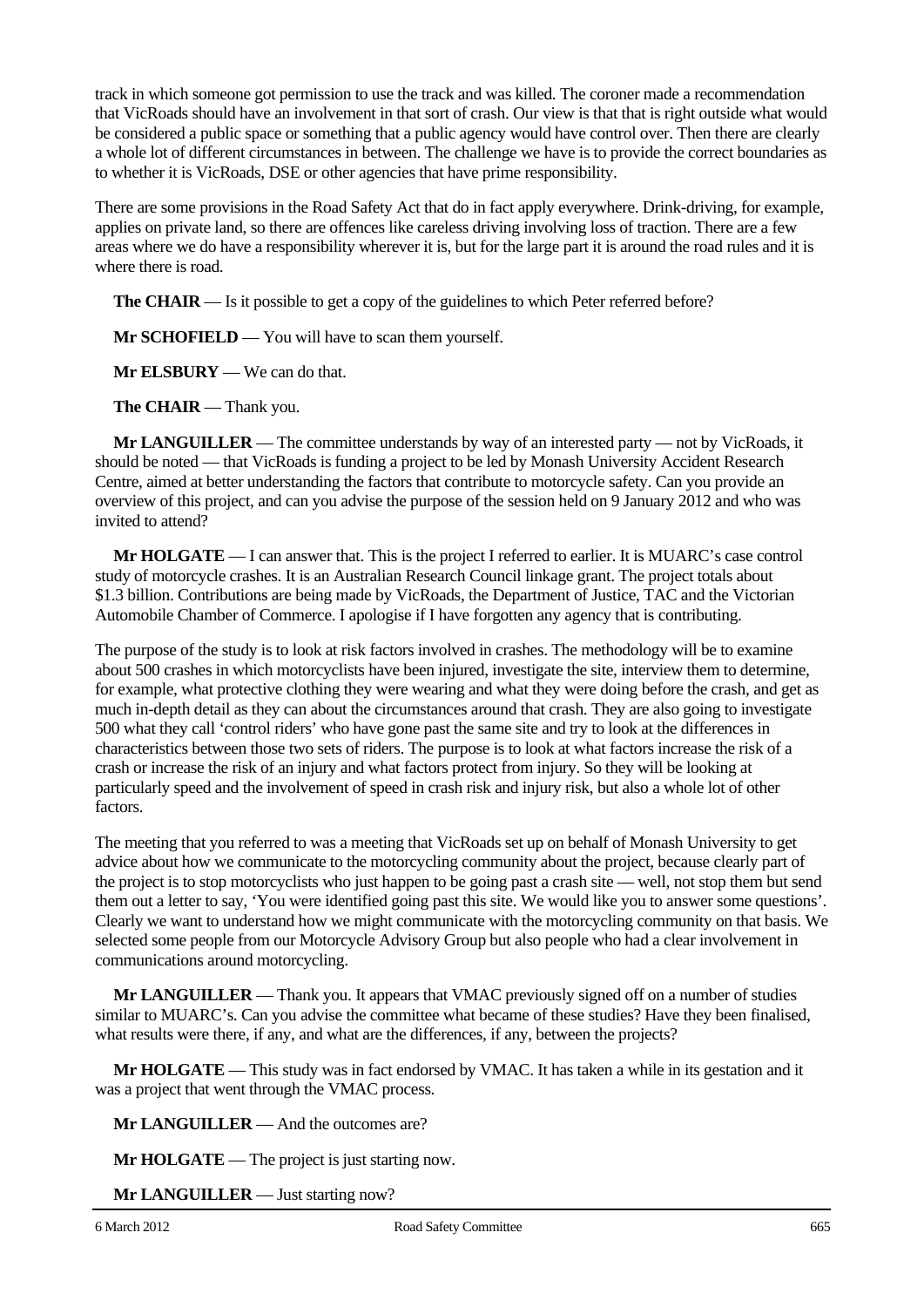track in which someone got permission to use the track and was killed. The coroner made a recommendation that VicRoads should have an involvement in that sort of crash. Our view is that that is right outside what would be considered a public space or something that a public agency would have control over. Then there are clearly a whole lot of different circumstances in between. The challenge we have is to provide the correct boundaries as to whether it is VicRoads, DSE or other agencies that have prime responsibility.

There are some provisions in the Road Safety Act that do in fact apply everywhere. Drink-driving, for example, applies on private land, so there are offences like careless driving involving loss of traction. There are a few areas where we do have a responsibility wherever it is, but for the large part it is around the road rules and it is where there is road.

**The CHAIR** — Is it possible to get a copy of the guidelines to which Peter referred before?

**Mr SCHOFIELD** — You will have to scan them yourself.

**Mr ELSBURY** — We can do that.

**The CHAIR** — Thank you.

**Mr LANGUILLER** — The committee understands by way of an interested party — not by VicRoads, it should be noted — that VicRoads is funding a project to be led by Monash University Accident Research Centre, aimed at better understanding the factors that contribute to motorcycle safety. Can you provide an overview of this project, and can you advise the purpose of the session held on 9 January 2012 and who was invited to attend?

**Mr HOLGATE** — I can answer that. This is the project I referred to earlier. It is MUARC's case control study of motorcycle crashes. It is an Australian Research Council linkage grant. The project totals about $1.3 billion. Contributions are being made by VicRoads, the Department of Justice, TAC and the Victorian Automobile Chamber of Commerce. I apologise if I have forgotten any agency that is contributing.

The purpose of the study is to look at risk factors involved in crashes. The methodology will be to examine about 500 crashes in which motorcyclists have been injured, investigate the site, interview them to determine, for example, what protective clothing they were wearing and what they were doing before the crash, and get as much in-depth detail as they can about the circumstances around that crash. They are also going to investigate 500 what they call 'control riders' who have gone past the same site and try to look at the differences in characteristics between those two sets of riders. The purpose is to look at what factors increase the risk of a crash or increase the risk of an injury and what factors protect from injury. So they will be looking at particularly speed and the involvement of speed in crash risk and injury risk, but also a whole lot of other factors.

The meeting that you referred to was a meeting that VicRoads set up on behalf of Monash University to get advice about how we communicate to the motorcycling community about the project, because clearly part of the project is to stop motorcyclists who just happen to be going past a crash site — well, not stop them but send them out a letter to say, 'You were identified going past this site. We would like you to answer some questions'. Clearly we want to understand how we might communicate with the motorcycling community on that basis. We selected some people from our Motorcycle Advisory Group but also people who had a clear involvement in communications around motorcycling.

**Mr LANGUILLER** — Thank you. It appears that VMAC previously signed off on a number of studies similar to MUARC's. Can you advise the committee what became of these studies? Have they been finalised, what results were there, if any, and what are the differences, if any, between the projects?

**Mr HOLGATE** — This study was in fact endorsed by VMAC. It has taken a while in its gestation and it was a project that went through the VMAC process.

**Mr LANGUILLER** — And the outcomes are?

**Mr HOLGATE** — The project is just starting now.

**Mr LANGUILLER** — Just starting now?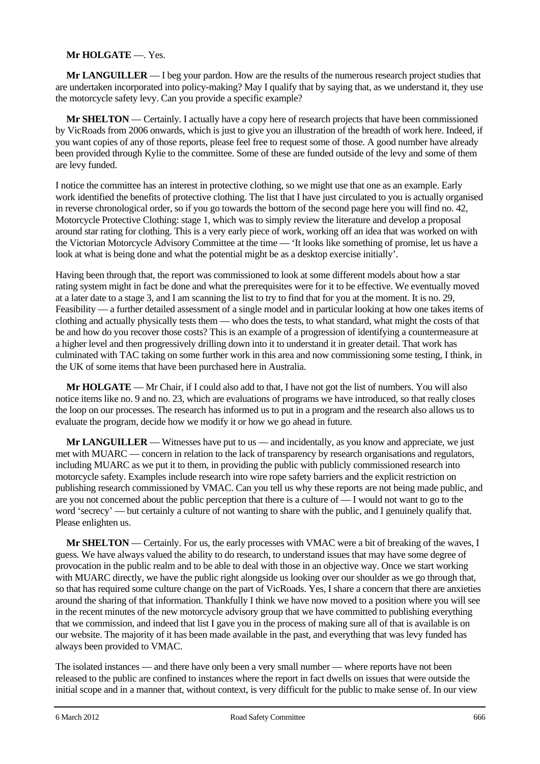**Mr HOLGATE** —. Yes.

**Mr LANGUILLER** — I beg your pardon. How are the results of the numerous research project studies that are undertaken incorporated into policy-making? May I qualify that by saying that, as we understand it, they use the motorcycle safety levy. Can you provide a specific example?

**Mr SHELTON** — Certainly. I actually have a copy here of research projects that have been commissioned by VicRoads from 2006 onwards, which is just to give you an illustration of the breadth of work here. Indeed, if you want copies of any of those reports, please feel free to request some of those. A good number have already been provided through Kylie to the committee. Some of these are funded outside of the levy and some of them are levy funded.

I notice the committee has an interest in protective clothing, so we might use that one as an example. Early work identified the benefits of protective clothing. The list that I have just circulated to you is actually organised in reverse chronological order, so if you go towards the bottom of the second page here you will find no. 42, Motorcycle Protective Clothing: stage 1, which was to simply review the literature and develop a proposal around star rating for clothing. This is a very early piece of work, working off an idea that was worked on with the Victorian Motorcycle Advisory Committee at the time — 'It looks like something of promise, let us have a look at what is being done and what the potential might be as a desktop exercise initially'.

Having been through that, the report was commissioned to look at some different models about how a star rating system might in fact be done and what the prerequisites were for it to be effective. We eventually moved at a later date to a stage 3, and I am scanning the list to try to find that for you at the moment. It is no. 29, Feasibility — a further detailed assessment of a single model and in particular looking at how one takes items of clothing and actually physically tests them — who does the tests, to what standard, what might the costs of that be and how do you recover those costs? This is an example of a progression of identifying a countermeasure at a higher level and then progressively drilling down into it to understand it in greater detail. That work has culminated with TAC taking on some further work in this area and now commissioning some testing, I think, in the UK of some items that have been purchased here in Australia.

**Mr HOLGATE** — Mr Chair, if I could also add to that, I have not got the list of numbers. You will also notice items like no. 9 and no. 23, which are evaluations of programs we have introduced, so that really closes the loop on our processes. The research has informed us to put in a program and the research also allows us to evaluate the program, decide how we modify it or how we go ahead in future.

**Mr LANGUILLER** — Witnesses have put to us — and incidentally, as you know and appreciate, we just met with MUARC — concern in relation to the lack of transparency by research organisations and regulators, including MUARC as we put it to them, in providing the public with publicly commissioned research into motorcycle safety. Examples include research into wire rope safety barriers and the explicit restriction on publishing research commissioned by VMAC. Can you tell us why these reports are not being made public, and are you not concerned about the public perception that there is a culture of — I would not want to go to the word 'secrecy' — but certainly a culture of not wanting to share with the public, and I genuinely qualify that. Please enlighten us.

**Mr SHELTON** — Certainly. For us, the early processes with VMAC were a bit of breaking of the waves, I guess. We have always valued the ability to do research, to understand issues that may have some degree of provocation in the public realm and to be able to deal with those in an objective way. Once we start working with MUARC directly, we have the public right alongside us looking over our shoulder as we go through that, so that has required some culture change on the part of VicRoads. Yes, I share a concern that there are anxieties around the sharing of that information. Thankfully I think we have now moved to a position where you will see in the recent minutes of the new motorcycle advisory group that we have committed to publishing everything that we commission, and indeed that list I gave you in the process of making sure all of that is available is on our website. The majority of it has been made available in the past, and everything that was levy funded has always been provided to VMAC.

The isolated instances — and there have only been a very small number — where reports have not been released to the public are confined to instances where the report in fact dwells on issues that were outside the initial scope and in a manner that, without context, is very difficult for the public to make sense of. In our view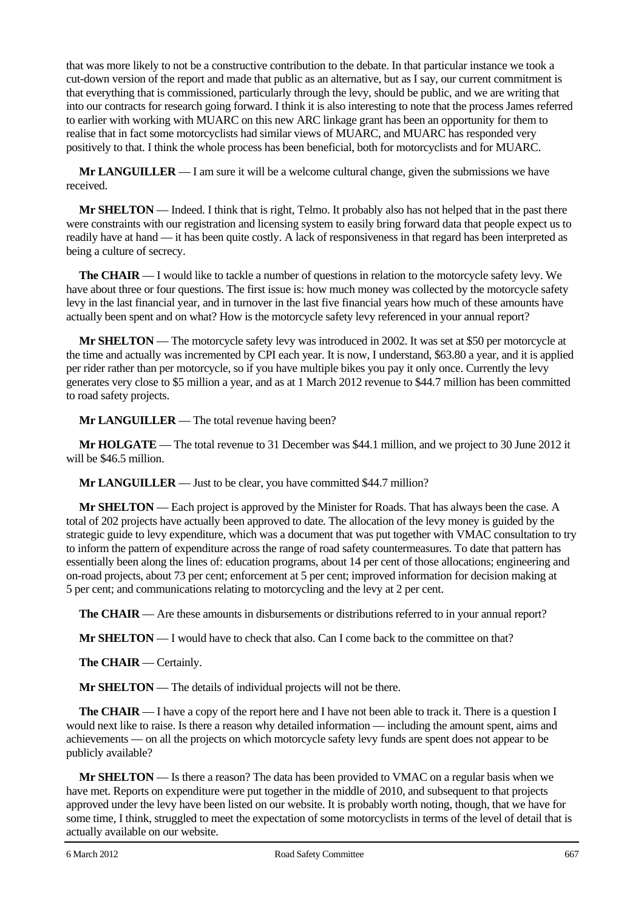that was more likely to not be a constructive contribution to the debate. In that particular instance we took a cut-down version of the report and made that public as an alternative, but as I say, our current commitment is that everything that is commissioned, particularly through the levy, should be public, and we are writing that into our contracts for research going forward. I think it is also interesting to note that the process James referred to earlier with working with MUARC on this new ARC linkage grant has been an opportunity for them to realise that in fact some motorcyclists had similar views of MUARC, and MUARC has responded very positively to that. I think the whole process has been beneficial, both for motorcyclists and for MUARC.

**Mr LANGUILLER** — I am sure it will be a welcome cultural change, given the submissions we have received.

**Mr SHELTON** — Indeed. I think that is right, Telmo. It probably also has not helped that in the past there were constraints with our registration and licensing system to easily bring forward data that people expect us to readily have at hand — it has been quite costly. A lack of responsiveness in that regard has been interpreted as being a culture of secrecy.

**The CHAIR** — I would like to tackle a number of questions in relation to the motorcycle safety levy. We have about three or four questions. The first issue is: how much money was collected by the motorcycle safety levy in the last financial year, and in turnover in the last five financial years how much of these amounts have actually been spent and on what? How is the motorcycle safety levy referenced in your annual report?

**Mr SHELTON** — The motorcycle safety levy was introduced in 2002. It was set at $50 per motorcycle at the time and actually was incremented by CPI each year. It is now, I understand, $63.80 a year, and it is applied per rider rather than per motorcycle, so if you have multiple bikes you pay it only once. Currently the levy generates very close to $5 million a year, and as at 1 March 2012 revenue to $44.7 million has been committed to road safety projects.

**Mr LANGUILLER** — The total revenue having been?

**Mr HOLGATE** — The total revenue to 31 December was $44.1 million, and we project to 30 June 2012 it will be $46.5 million.

**Mr LANGUILLER** — Just to be clear, you have committed $44.7 million?

**Mr SHELTON** — Each project is approved by the Minister for Roads. That has always been the case. A total of 202 projects have actually been approved to date. The allocation of the levy money is guided by the strategic guide to levy expenditure, which was a document that was put together with VMAC consultation to try to inform the pattern of expenditure across the range of road safety countermeasures. To date that pattern has essentially been along the lines of: education programs, about 14 per cent of those allocations; engineering and on-road projects, about 73 per cent; enforcement at 5 per cent; improved information for decision making at 5 per cent; and communications relating to motorcycling and the levy at 2 per cent.

**The CHAIR** — Are these amounts in disbursements or distributions referred to in your annual report?

**Mr SHELTON** — I would have to check that also. Can I come back to the committee on that?

**The CHAIR** — Certainly.

**Mr SHELTON** — The details of individual projects will not be there.

**The CHAIR** — I have a copy of the report here and I have not been able to track it. There is a question I would next like to raise. Is there a reason why detailed information — including the amount spent, aims and achievements — on all the projects on which motorcycle safety levy funds are spent does not appear to be publicly available?

**Mr SHELTON** — Is there a reason? The data has been provided to VMAC on a regular basis when we have met. Reports on expenditure were put together in the middle of 2010, and subsequent to that projects approved under the levy have been listed on our website. It is probably worth noting, though, that we have for some time, I think, struggled to meet the expectation of some motorcyclists in terms of the level of detail that is actually available on our website.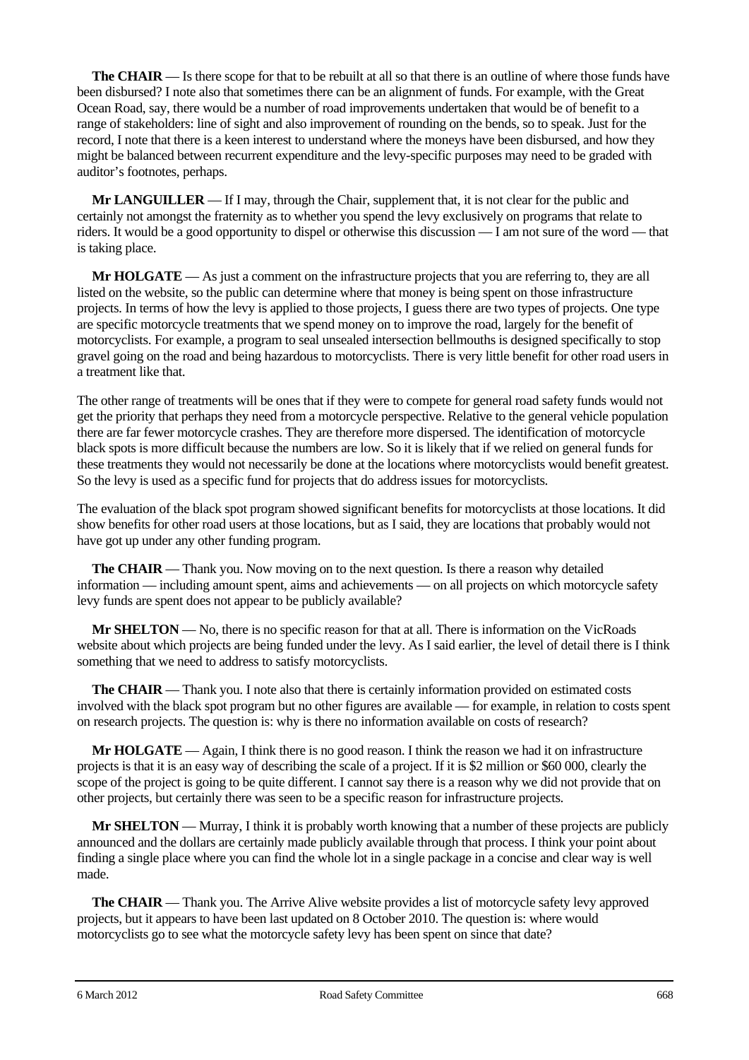**The CHAIR** — Is there scope for that to be rebuilt at all so that there is an outline of where those funds have been disbursed? I note also that sometimes there can be an alignment of funds. For example, with the Great Ocean Road, say, there would be a number of road improvements undertaken that would be of benefit to a range of stakeholders: line of sight and also improvement of rounding on the bends, so to speak. Just for the record, I note that there is a keen interest to understand where the moneys have been disbursed, and how they might be balanced between recurrent expenditure and the levy-specific purposes may need to be graded with auditor's footnotes, perhaps.

**Mr LANGUILLER** — If I may, through the Chair, supplement that, it is not clear for the public and certainly not amongst the fraternity as to whether you spend the levy exclusively on programs that relate to riders. It would be a good opportunity to dispel or otherwise this discussion — I am not sure of the word — that is taking place.

**Mr HOLGATE** — As just a comment on the infrastructure projects that you are referring to, they are all listed on the website, so the public can determine where that money is being spent on those infrastructure projects. In terms of how the levy is applied to those projects, I guess there are two types of projects. One type are specific motorcycle treatments that we spend money on to improve the road, largely for the benefit of motorcyclists. For example, a program to seal unsealed intersection bellmouths is designed specifically to stop gravel going on the road and being hazardous to motorcyclists. There is very little benefit for other road users in a treatment like that.

The other range of treatments will be ones that if they were to compete for general road safety funds would not get the priority that perhaps they need from a motorcycle perspective. Relative to the general vehicle population there are far fewer motorcycle crashes. They are therefore more dispersed. The identification of motorcycle black spots is more difficult because the numbers are low. So it is likely that if we relied on general funds for these treatments they would not necessarily be done at the locations where motorcyclists would benefit greatest. So the levy is used as a specific fund for projects that do address issues for motorcyclists.

The evaluation of the black spot program showed significant benefits for motorcyclists at those locations. It did show benefits for other road users at those locations, but as I said, they are locations that probably would not have got up under any other funding program.

**The CHAIR** — Thank you. Now moving on to the next question. Is there a reason why detailed information — including amount spent, aims and achievements — on all projects on which motorcycle safety levy funds are spent does not appear to be publicly available?

**Mr SHELTON** — No, there is no specific reason for that at all. There is information on the VicRoads website about which projects are being funded under the levy. As I said earlier, the level of detail there is I think something that we need to address to satisfy motorcyclists.

**The CHAIR** — Thank you. I note also that there is certainly information provided on estimated costs involved with the black spot program but no other figures are available — for example, in relation to costs spent on research projects. The question is: why is there no information available on costs of research?

**Mr HOLGATE** — Again, I think there is no good reason. I think the reason we had it on infrastructure projects is that it is an easy way of describing the scale of a project. If it is $2 million or $60 000, clearly the scope of the project is going to be quite different. I cannot say there is a reason why we did not provide that on other projects, but certainly there was seen to be a specific reason for infrastructure projects.

**Mr SHELTON** — Murray, I think it is probably worth knowing that a number of these projects are publicly announced and the dollars are certainly made publicly available through that process. I think your point about finding a single place where you can find the whole lot in a single package in a concise and clear way is well made.

**The CHAIR** — Thank you. The Arrive Alive website provides a list of motorcycle safety levy approved projects, but it appears to have been last updated on 8 October 2010. The question is: where would motorcyclists go to see what the motorcycle safety levy has been spent on since that date?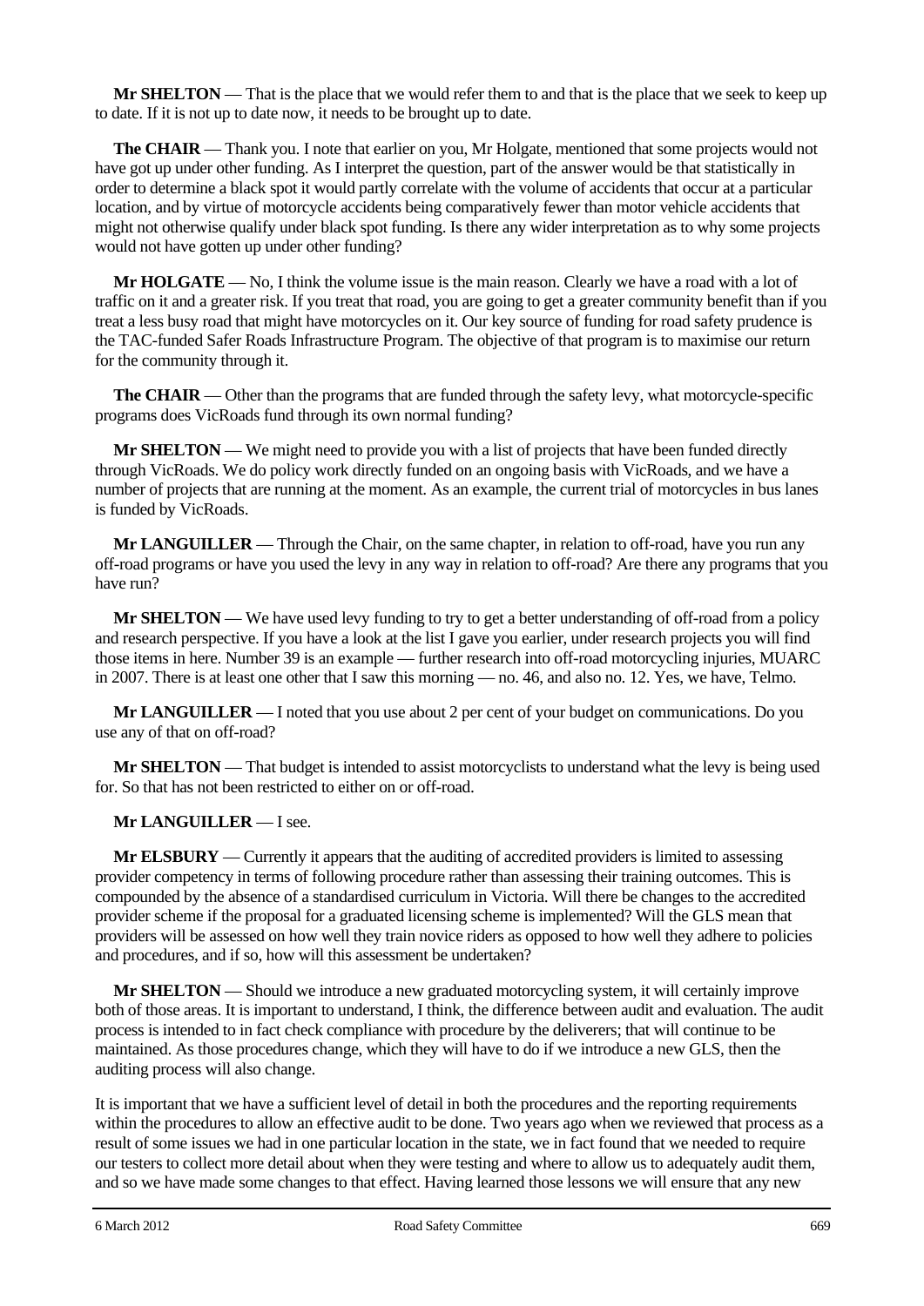**Mr SHELTON** — That is the place that we would refer them to and that is the place that we seek to keep up to date. If it is not up to date now, it needs to be brought up to date.

**The CHAIR** — Thank you. I note that earlier on you, Mr Holgate, mentioned that some projects would not have got up under other funding. As I interpret the question, part of the answer would be that statistically in order to determine a black spot it would partly correlate with the volume of accidents that occur at a particular location, and by virtue of motorcycle accidents being comparatively fewer than motor vehicle accidents that might not otherwise qualify under black spot funding. Is there any wider interpretation as to why some projects would not have gotten up under other funding?

**Mr HOLGATE** — No, I think the volume issue is the main reason. Clearly we have a road with a lot of traffic on it and a greater risk. If you treat that road, you are going to get a greater community benefit than if you treat a less busy road that might have motorcycles on it. Our key source of funding for road safety prudence is the TAC-funded Safer Roads Infrastructure Program. The objective of that program is to maximise our return for the community through it.

**The CHAIR** — Other than the programs that are funded through the safety levy, what motorcycle-specific programs does VicRoads fund through its own normal funding?

**Mr SHELTON** — We might need to provide you with a list of projects that have been funded directly through VicRoads. We do policy work directly funded on an ongoing basis with VicRoads, and we have a number of projects that are running at the moment. As an example, the current trial of motorcycles in bus lanes is funded by VicRoads.

**Mr LANGUILLER** — Through the Chair, on the same chapter, in relation to off-road, have you run any off-road programs or have you used the levy in any way in relation to off-road? Are there any programs that you have run?

**Mr SHELTON** — We have used levy funding to try to get a better understanding of off-road from a policy and research perspective. If you have a look at the list I gave you earlier, under research projects you will find those items in here. Number 39 is an example — further research into off-road motorcycling injuries, MUARC in 2007. There is at least one other that I saw this morning — no. 46, and also no. 12. Yes, we have, Telmo.

**Mr LANGUILLER** — I noted that you use about 2 per cent of your budget on communications. Do you use any of that on off-road?

**Mr SHELTON** — That budget is intended to assist motorcyclists to understand what the levy is being used for. So that has not been restricted to either on or off-road.

**Mr LANGUILLER** — I see.

**Mr ELSBURY** — Currently it appears that the auditing of accredited providers is limited to assessing provider competency in terms of following procedure rather than assessing their training outcomes. This is compounded by the absence of a standardised curriculum in Victoria. Will there be changes to the accredited provider scheme if the proposal for a graduated licensing scheme is implemented? Will the GLS mean that providers will be assessed on how well they train novice riders as opposed to how well they adhere to policies and procedures, and if so, how will this assessment be undertaken?

**Mr SHELTON** — Should we introduce a new graduated motorcycling system, it will certainly improve both of those areas. It is important to understand, I think, the difference between audit and evaluation. The audit process is intended to in fact check compliance with procedure by the deliverers; that will continue to be maintained. As those procedures change, which they will have to do if we introduce a new GLS, then the auditing process will also change.

It is important that we have a sufficient level of detail in both the procedures and the reporting requirements within the procedures to allow an effective audit to be done. Two years ago when we reviewed that process as a result of some issues we had in one particular location in the state, we in fact found that we needed to require our testers to collect more detail about when they were testing and where to allow us to adequately audit them, and so we have made some changes to that effect. Having learned those lessons we will ensure that any new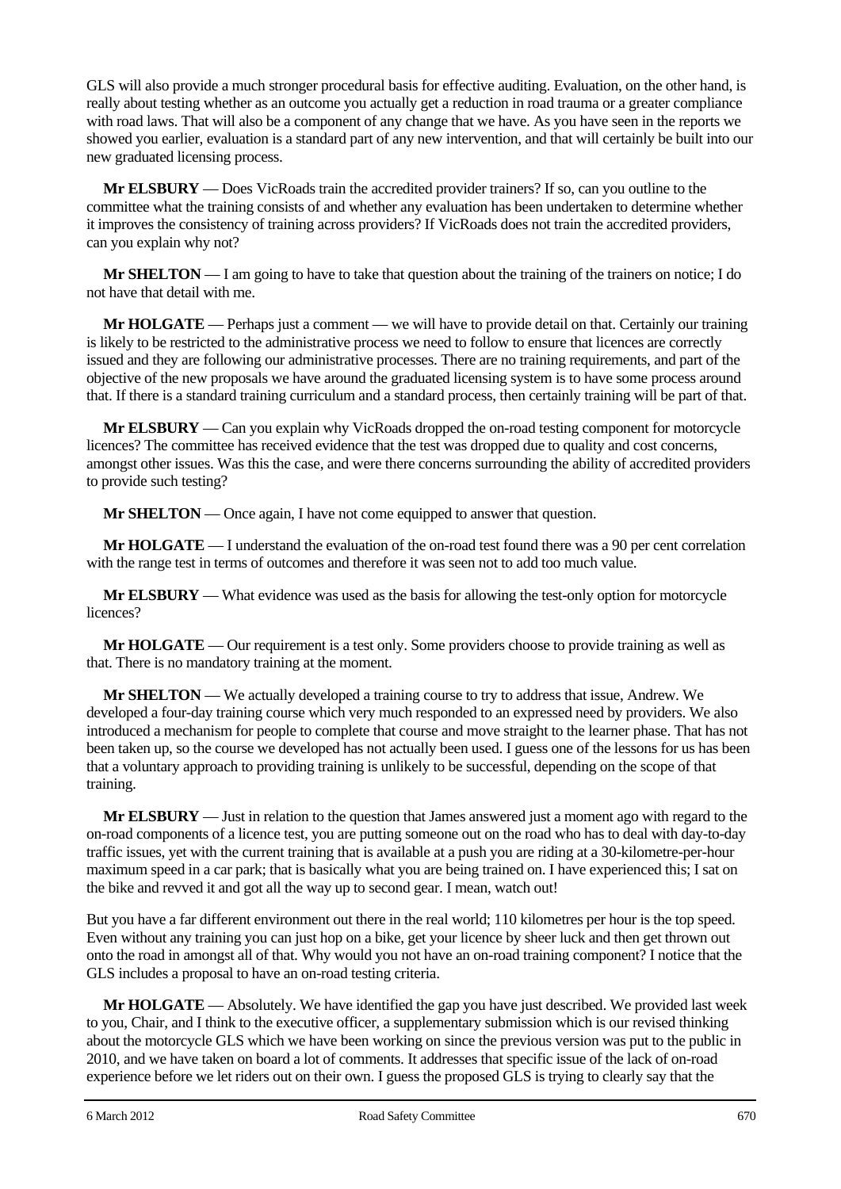GLS will also provide a much stronger procedural basis for effective auditing. Evaluation, on the other hand, is really about testing whether as an outcome you actually get a reduction in road trauma or a greater compliance with road laws. That will also be a component of any change that we have. As you have seen in the reports we showed you earlier, evaluation is a standard part of any new intervention, and that will certainly be built into our new graduated licensing process.

**Mr ELSBURY** — Does VicRoads train the accredited provider trainers? If so, can you outline to the committee what the training consists of and whether any evaluation has been undertaken to determine whether it improves the consistency of training across providers? If VicRoads does not train the accredited providers, can you explain why not?

**Mr SHELTON** — I am going to have to take that question about the training of the trainers on notice; I do not have that detail with me.

**Mr HOLGATE** — Perhaps just a comment — we will have to provide detail on that. Certainly our training is likely to be restricted to the administrative process we need to follow to ensure that licences are correctly issued and they are following our administrative processes. There are no training requirements, and part of the objective of the new proposals we have around the graduated licensing system is to have some process around that. If there is a standard training curriculum and a standard process, then certainly training will be part of that.

**Mr ELSBURY** — Can you explain why VicRoads dropped the on-road testing component for motorcycle licences? The committee has received evidence that the test was dropped due to quality and cost concerns, amongst other issues. Was this the case, and were there concerns surrounding the ability of accredited providers to provide such testing?

**Mr SHELTON** — Once again, I have not come equipped to answer that question.

**Mr HOLGATE** — I understand the evaluation of the on-road test found there was a 90 per cent correlation with the range test in terms of outcomes and therefore it was seen not to add too much value.

**Mr ELSBURY** — What evidence was used as the basis for allowing the test-only option for motorcycle licences?

**Mr HOLGATE** — Our requirement is a test only. Some providers choose to provide training as well as that. There is no mandatory training at the moment.

**Mr SHELTON** — We actually developed a training course to try to address that issue, Andrew. We developed a four-day training course which very much responded to an expressed need by providers. We also introduced a mechanism for people to complete that course and move straight to the learner phase. That has not been taken up, so the course we developed has not actually been used. I guess one of the lessons for us has been that a voluntary approach to providing training is unlikely to be successful, depending on the scope of that training.

**Mr ELSBURY** — Just in relation to the question that James answered just a moment ago with regard to the on-road components of a licence test, you are putting someone out on the road who has to deal with day-to-day traffic issues, yet with the current training that is available at a push you are riding at a 30-kilometre-per-hour maximum speed in a car park; that is basically what you are being trained on. I have experienced this; I sat on the bike and revved it and got all the way up to second gear. I mean, watch out!

But you have a far different environment out there in the real world; 110 kilometres per hour is the top speed. Even without any training you can just hop on a bike, get your licence by sheer luck and then get thrown out onto the road in amongst all of that. Why would you not have an on-road training component? I notice that the GLS includes a proposal to have an on-road testing criteria.

**Mr HOLGATE** — Absolutely. We have identified the gap you have just described. We provided last week to you, Chair, and I think to the executive officer, a supplementary submission which is our revised thinking about the motorcycle GLS which we have been working on since the previous version was put to the public in 2010, and we have taken on board a lot of comments. It addresses that specific issue of the lack of on-road experience before we let riders out on their own. I guess the proposed GLS is trying to clearly say that the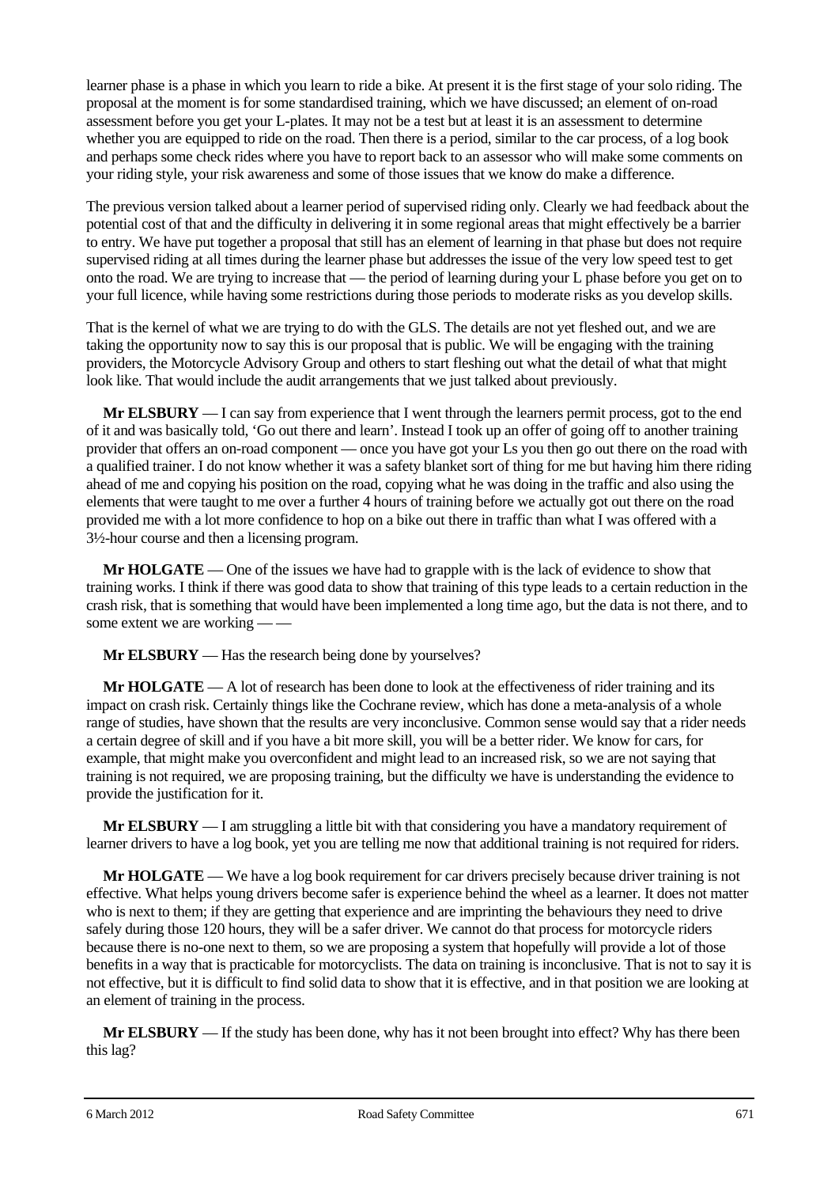learner phase is a phase in which you learn to ride a bike. At present it is the first stage of your solo riding. The proposal at the moment is for some standardised training, which we have discussed; an element of on-road assessment before you get your L-plates. It may not be a test but at least it is an assessment to determine whether you are equipped to ride on the road. Then there is a period, similar to the car process, of a log book and perhaps some check rides where you have to report back to an assessor who will make some comments on your riding style, your risk awareness and some of those issues that we know do make a difference.

The previous version talked about a learner period of supervised riding only. Clearly we had feedback about the potential cost of that and the difficulty in delivering it in some regional areas that might effectively be a barrier to entry. We have put together a proposal that still has an element of learning in that phase but does not require supervised riding at all times during the learner phase but addresses the issue of the very low speed test to get onto the road. We are trying to increase that — the period of learning during your L phase before you get on to your full licence, while having some restrictions during those periods to moderate risks as you develop skills.

That is the kernel of what we are trying to do with the GLS. The details are not yet fleshed out, and we are taking the opportunity now to say this is our proposal that is public. We will be engaging with the training providers, the Motorcycle Advisory Group and others to start fleshing out what the detail of what that might look like. That would include the audit arrangements that we just talked about previously.

**Mr ELSBURY** — I can say from experience that I went through the learners permit process, got to the end of it and was basically told, 'Go out there and learn'. Instead I took up an offer of going off to another training provider that offers an on-road component — once you have got your Ls you then go out there on the road with a qualified trainer. I do not know whether it was a safety blanket sort of thing for me but having him there riding ahead of me and copying his position on the road, copying what he was doing in the traffic and also using the elements that were taught to me over a further 4 hours of training before we actually got out there on the road provided me with a lot more confidence to hop on a bike out there in traffic than what I was offered with a 3½-hour course and then a licensing program.

**Mr HOLGATE** — One of the issues we have had to grapple with is the lack of evidence to show that training works. I think if there was good data to show that training of this type leads to a certain reduction in the crash risk, that is something that would have been implemented a long time ago, but the data is not there, and to some extent we are working — —

**Mr ELSBURY** — Has the research being done by yourselves?

**Mr HOLGATE** — A lot of research has been done to look at the effectiveness of rider training and its impact on crash risk. Certainly things like the Cochrane review, which has done a meta-analysis of a whole range of studies, have shown that the results are very inconclusive. Common sense would say that a rider needs a certain degree of skill and if you have a bit more skill, you will be a better rider. We know for cars, for example, that might make you overconfident and might lead to an increased risk, so we are not saying that training is not required, we are proposing training, but the difficulty we have is understanding the evidence to provide the justification for it.

**Mr ELSBURY** — I am struggling a little bit with that considering you have a mandatory requirement of learner drivers to have a log book, yet you are telling me now that additional training is not required for riders.

**Mr HOLGATE** — We have a log book requirement for car drivers precisely because driver training is not effective. What helps young drivers become safer is experience behind the wheel as a learner. It does not matter who is next to them; if they are getting that experience and are imprinting the behaviours they need to drive safely during those 120 hours, they will be a safer driver. We cannot do that process for motorcycle riders because there is no-one next to them, so we are proposing a system that hopefully will provide a lot of those benefits in a way that is practicable for motorcyclists. The data on training is inconclusive. That is not to say it is not effective, but it is difficult to find solid data to show that it is effective, and in that position we are looking at an element of training in the process.

**Mr ELSBURY** — If the study has been done, why has it not been brought into effect? Why has there been this lag?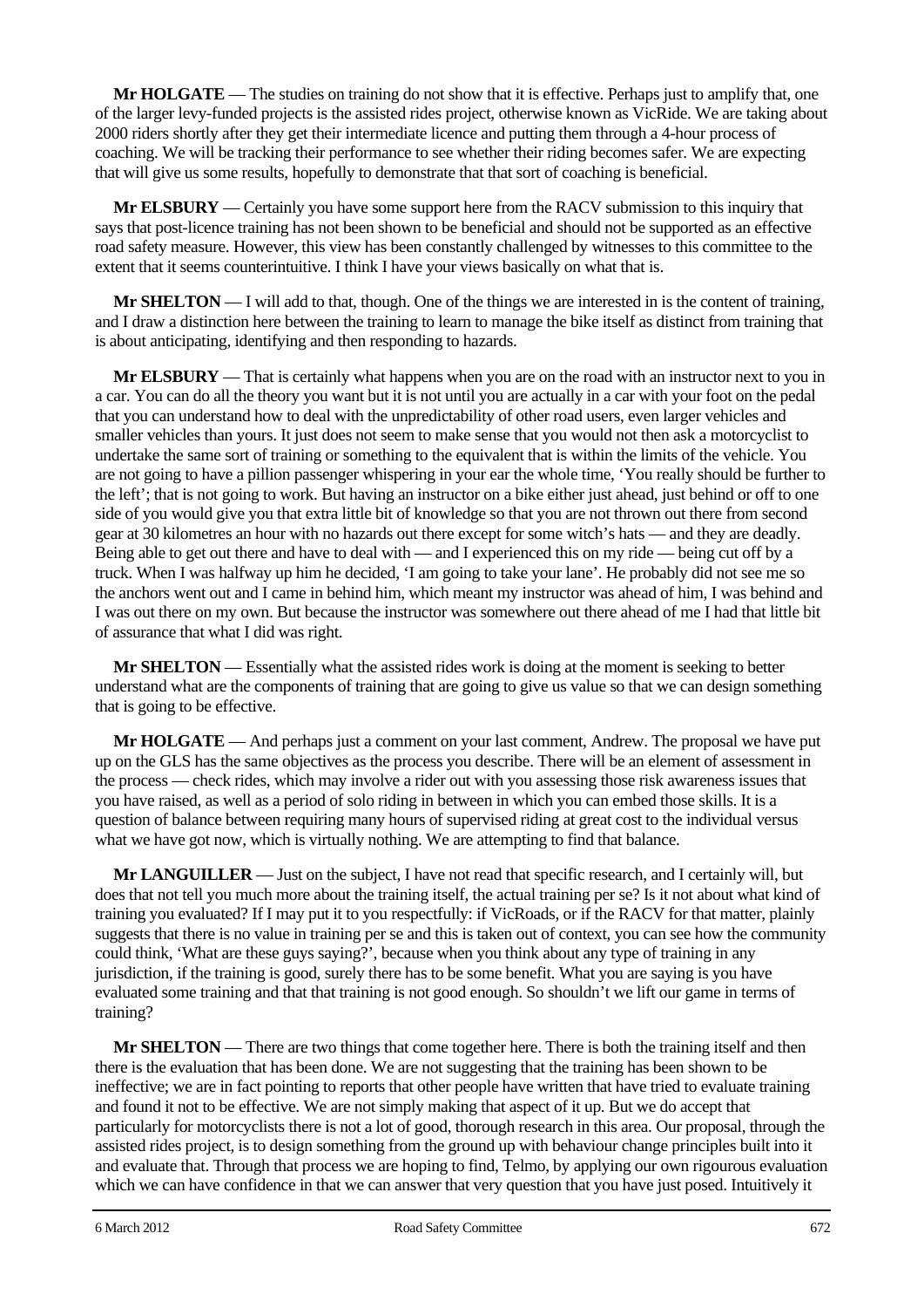**Mr HOLGATE** — The studies on training do not show that it is effective. Perhaps just to amplify that, one of the larger levy-funded projects is the assisted rides project, otherwise known as VicRide. We are taking about 2000 riders shortly after they get their intermediate licence and putting them through a 4-hour process of coaching. We will be tracking their performance to see whether their riding becomes safer. We are expecting that will give us some results, hopefully to demonstrate that that sort of coaching is beneficial.

**Mr ELSBURY** — Certainly you have some support here from the RACV submission to this inquiry that says that post-licence training has not been shown to be beneficial and should not be supported as an effective road safety measure. However, this view has been constantly challenged by witnesses to this committee to the extent that it seems counterintuitive. I think I have your views basically on what that is.

**Mr SHELTON** — I will add to that, though. One of the things we are interested in is the content of training, and I draw a distinction here between the training to learn to manage the bike itself as distinct from training that is about anticipating, identifying and then responding to hazards.

**Mr ELSBURY** — That is certainly what happens when you are on the road with an instructor next to you in a car. You can do all the theory you want but it is not until you are actually in a car with your foot on the pedal that you can understand how to deal with the unpredictability of other road users, even larger vehicles and smaller vehicles than yours. It just does not seem to make sense that you would not then ask a motorcyclist to undertake the same sort of training or something to the equivalent that is within the limits of the vehicle. You are not going to have a pillion passenger whispering in your ear the whole time, 'You really should be further to the left'; that is not going to work. But having an instructor on a bike either just ahead, just behind or off to one side of you would give you that extra little bit of knowledge so that you are not thrown out there from second gear at 30 kilometres an hour with no hazards out there except for some witch's hats — and they are deadly. Being able to get out there and have to deal with — and I experienced this on my ride — being cut off by a truck. When I was halfway up him he decided, 'I am going to take your lane'. He probably did not see me so the anchors went out and I came in behind him, which meant my instructor was ahead of him, I was behind and I was out there on my own. But because the instructor was somewhere out there ahead of me I had that little bit of assurance that what I did was right.

**Mr SHELTON** — Essentially what the assisted rides work is doing at the moment is seeking to better understand what are the components of training that are going to give us value so that we can design something that is going to be effective.

**Mr HOLGATE** — And perhaps just a comment on your last comment, Andrew. The proposal we have put up on the GLS has the same objectives as the process you describe. There will be an element of assessment in the process — check rides, which may involve a rider out with you assessing those risk awareness issues that you have raised, as well as a period of solo riding in between in which you can embed those skills. It is a question of balance between requiring many hours of supervised riding at great cost to the individual versus what we have got now, which is virtually nothing. We are attempting to find that balance.

**Mr LANGUILLER** — Just on the subject, I have not read that specific research, and I certainly will, but does that not tell you much more about the training itself, the actual training per se? Is it not about what kind of training you evaluated? If I may put it to you respectfully: if VicRoads, or if the RACV for that matter, plainly suggests that there is no value in training per se and this is taken out of context, you can see how the community could think, 'What are these guys saying?', because when you think about any type of training in any jurisdiction, if the training is good, surely there has to be some benefit. What you are saying is you have evaluated some training and that that training is not good enough. So shouldn't we lift our game in terms of training?

**Mr SHELTON** — There are two things that come together here. There is both the training itself and then there is the evaluation that has been done. We are not suggesting that the training has been shown to be ineffective; we are in fact pointing to reports that other people have written that have tried to evaluate training and found it not to be effective. We are not simply making that aspect of it up. But we do accept that particularly for motorcyclists there is not a lot of good, thorough research in this area. Our proposal, through the assisted rides project, is to design something from the ground up with behaviour change principles built into it and evaluate that. Through that process we are hoping to find, Telmo, by applying our own rigourous evaluation which we can have confidence in that we can answer that very question that you have just posed. Intuitively it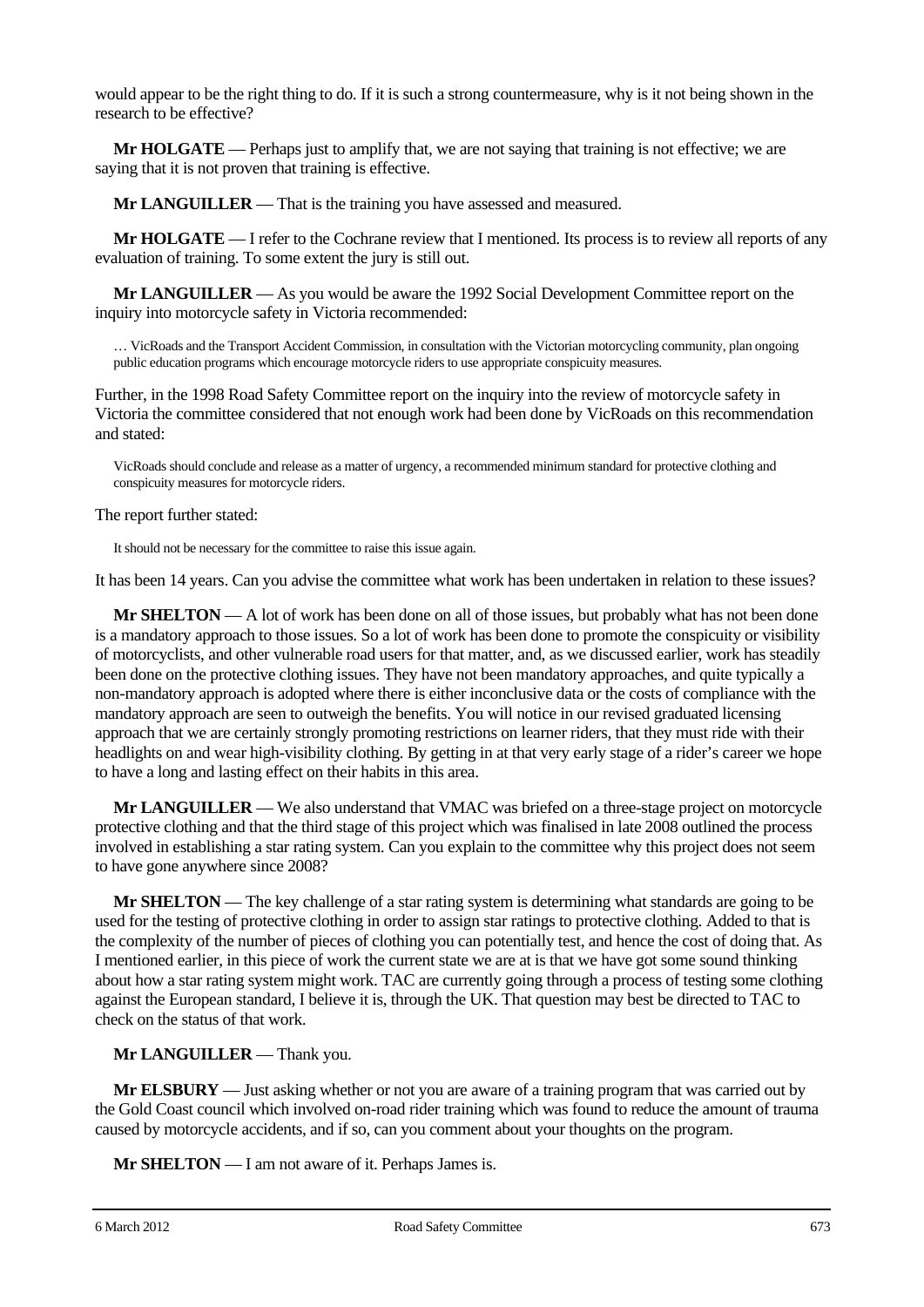would appear to be the right thing to do. If it is such a strong countermeasure, why is it not being shown in the research to be effective?

**Mr HOLGATE** — Perhaps just to amplify that, we are not saying that training is not effective; we are saying that it is not proven that training is effective.

**Mr LANGUILLER** — That is the training you have assessed and measured.

**Mr HOLGATE** — I refer to the Cochrane review that I mentioned. Its process is to review all reports of any evaluation of training. To some extent the jury is still out.

**Mr LANGUILLER** — As you would be aware the 1992 Social Development Committee report on the inquiry into motorcycle safety in Victoria recommended:

> … VicRoads and the Transport Accident Commission, in consultation with the Victorian motorcycling community, plan ongoing public education programs which encourage motorcycle riders to use appropriate conspicuity measures.

Further, in the 1998 Road Safety Committee report on the inquiry into the review of motorcycle safety in Victoria the committee considered that not enough work had been done by VicRoads on this recommendation and stated:

> VicRoads should conclude and release as a matter of urgency, a recommended minimum standard for protective clothing and conspicuity measures for motorcycle riders.

The report further stated:

> It should not be necessary for the committee to raise this issue again.

It has been 14 years. Can you advise the committee what work has been undertaken in relation to these issues?

**Mr SHELTON** — A lot of work has been done on all of those issues, but probably what has not been done is a mandatory approach to those issues. So a lot of work has been done to promote the conspicuity or visibility of motorcyclists, and other vulnerable road users for that matter, and, as we discussed earlier, work has steadily been done on the protective clothing issues. They have not been mandatory approaches, and quite typically a non-mandatory approach is adopted where there is either inconclusive data or the costs of compliance with the mandatory approach are seen to outweigh the benefits. You will notice in our revised graduated licensing approach that we are certainly strongly promoting restrictions on learner riders, that they must ride with their headlights on and wear high-visibility clothing. By getting in at that very early stage of a rider's career we hope to have a long and lasting effect on their habits in this area.

**Mr LANGUILLER** — We also understand that VMAC was briefed on a three-stage project on motorcycle protective clothing and that the third stage of this project which was finalised in late 2008 outlined the process involved in establishing a star rating system. Can you explain to the committee why this project does not seem to have gone anywhere since 2008?

**Mr SHELTON** — The key challenge of a star rating system is determining what standards are going to be used for the testing of protective clothing in order to assign star ratings to protective clothing. Added to that is the complexity of the number of pieces of clothing you can potentially test, and hence the cost of doing that. As I mentioned earlier, in this piece of work the current state we are at is that we have got some sound thinking about how a star rating system might work. TAC are currently going through a process of testing some clothing against the European standard, I believe it is, through the UK. That question may best be directed to TAC to check on the status of that work.

**Mr LANGUILLER** — Thank you.

**Mr ELSBURY** — Just asking whether or not you are aware of a training program that was carried out by the Gold Coast council which involved on-road rider training which was found to reduce the amount of trauma caused by motorcycle accidents, and if so, can you comment about your thoughts on the program.

**Mr SHELTON** — I am not aware of it. Perhaps James is.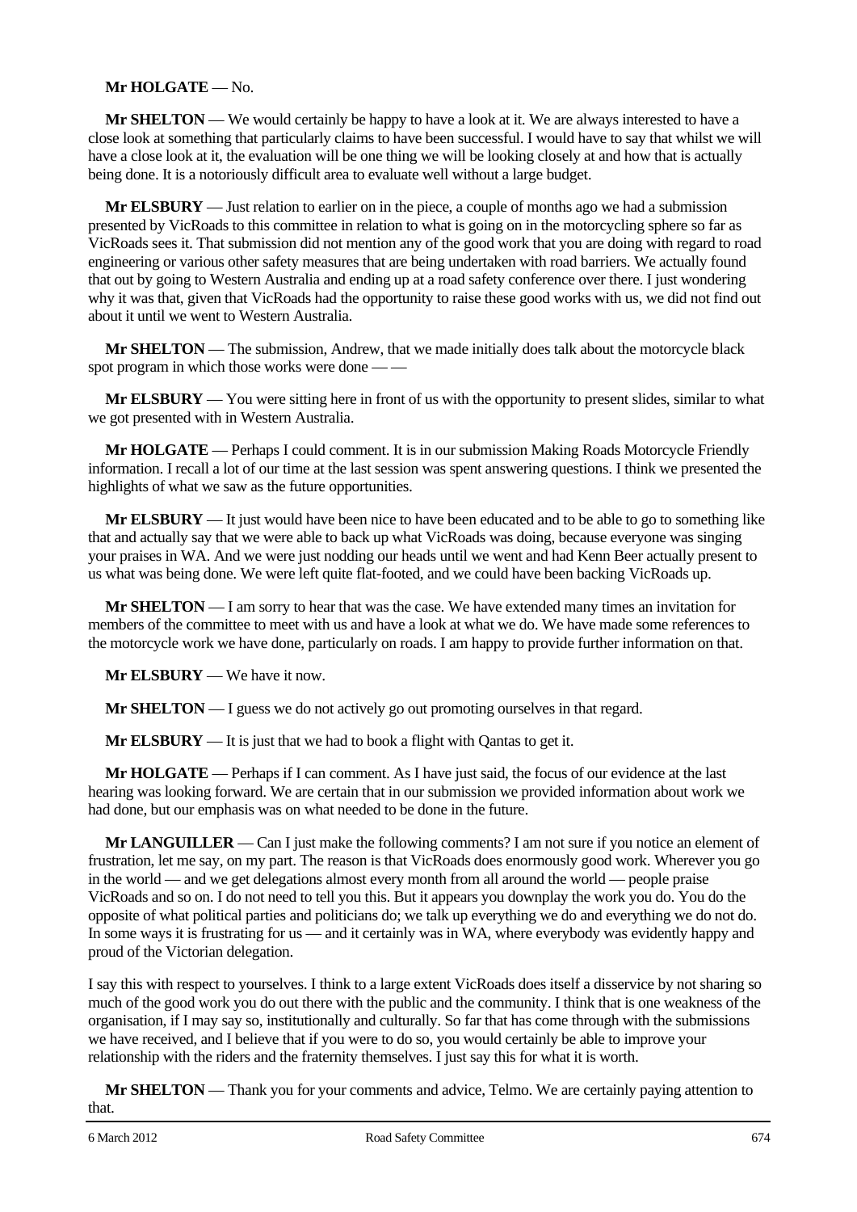**Mr HOLGATE** — No.

**Mr SHELTON** — We would certainly be happy to have a look at it. We are always interested to have a close look at something that particularly claims to have been successful. I would have to say that whilst we will have a close look at it, the evaluation will be one thing we will be looking closely at and how that is actually being done. It is a notoriously difficult area to evaluate well without a large budget.

**Mr ELSBURY** — Just relation to earlier on in the piece, a couple of months ago we had a submission presented by VicRoads to this committee in relation to what is going on in the motorcycling sphere so far as VicRoads sees it. That submission did not mention any of the good work that you are doing with regard to road engineering or various other safety measures that are being undertaken with road barriers. We actually found that out by going to Western Australia and ending up at a road safety conference over there. I just wondering why it was that, given that VicRoads had the opportunity to raise these good works with us, we did not find out about it until we went to Western Australia.

**Mr SHELTON** — The submission, Andrew, that we made initially does talk about the motorcycle black spot program in which those works were done — —

**Mr ELSBURY** — You were sitting here in front of us with the opportunity to present slides, similar to what we got presented with in Western Australia.

**Mr HOLGATE** — Perhaps I could comment. It is in our submission Making Roads Motorcycle Friendly information. I recall a lot of our time at the last session was spent answering questions. I think we presented the highlights of what we saw as the future opportunities.

**Mr ELSBURY** — It just would have been nice to have been educated and to be able to go to something like that and actually say that we were able to back up what VicRoads was doing, because everyone was singing your praises in WA. And we were just nodding our heads until we went and had Kenn Beer actually present to us what was being done. We were left quite flat-footed, and we could have been backing VicRoads up.

**Mr SHELTON** — I am sorry to hear that was the case. We have extended many times an invitation for members of the committee to meet with us and have a look at what we do. We have made some references to the motorcycle work we have done, particularly on roads. I am happy to provide further information on that.

**Mr ELSBURY** — We have it now.

**Mr SHELTON** — I guess we do not actively go out promoting ourselves in that regard.

**Mr ELSBURY** — It is just that we had to book a flight with Qantas to get it.

**Mr HOLGATE** — Perhaps if I can comment. As I have just said, the focus of our evidence at the last hearing was looking forward. We are certain that in our submission we provided information about work we had done, but our emphasis was on what needed to be done in the future.

**Mr LANGUILLER** — Can I just make the following comments? I am not sure if you notice an element of frustration, let me say, on my part. The reason is that VicRoads does enormously good work. Wherever you go in the world — and we get delegations almost every month from all around the world — people praise VicRoads and so on. I do not need to tell you this. But it appears you downplay the work you do. You do the opposite of what political parties and politicians do; we talk up everything we do and everything we do not do. In some ways it is frustrating for us — and it certainly was in WA, where everybody was evidently happy and proud of the Victorian delegation.

I say this with respect to yourselves. I think to a large extent VicRoads does itself a disservice by not sharing so much of the good work you do out there with the public and the community. I think that is one weakness of the organisation, if I may say so, institutionally and culturally. So far that has come through with the submissions we have received, and I believe that if you were to do so, you would certainly be able to improve your relationship with the riders and the fraternity themselves. I just say this for what it is worth.

**Mr SHELTON** — Thank you for your comments and advice, Telmo. We are certainly paying attention to that.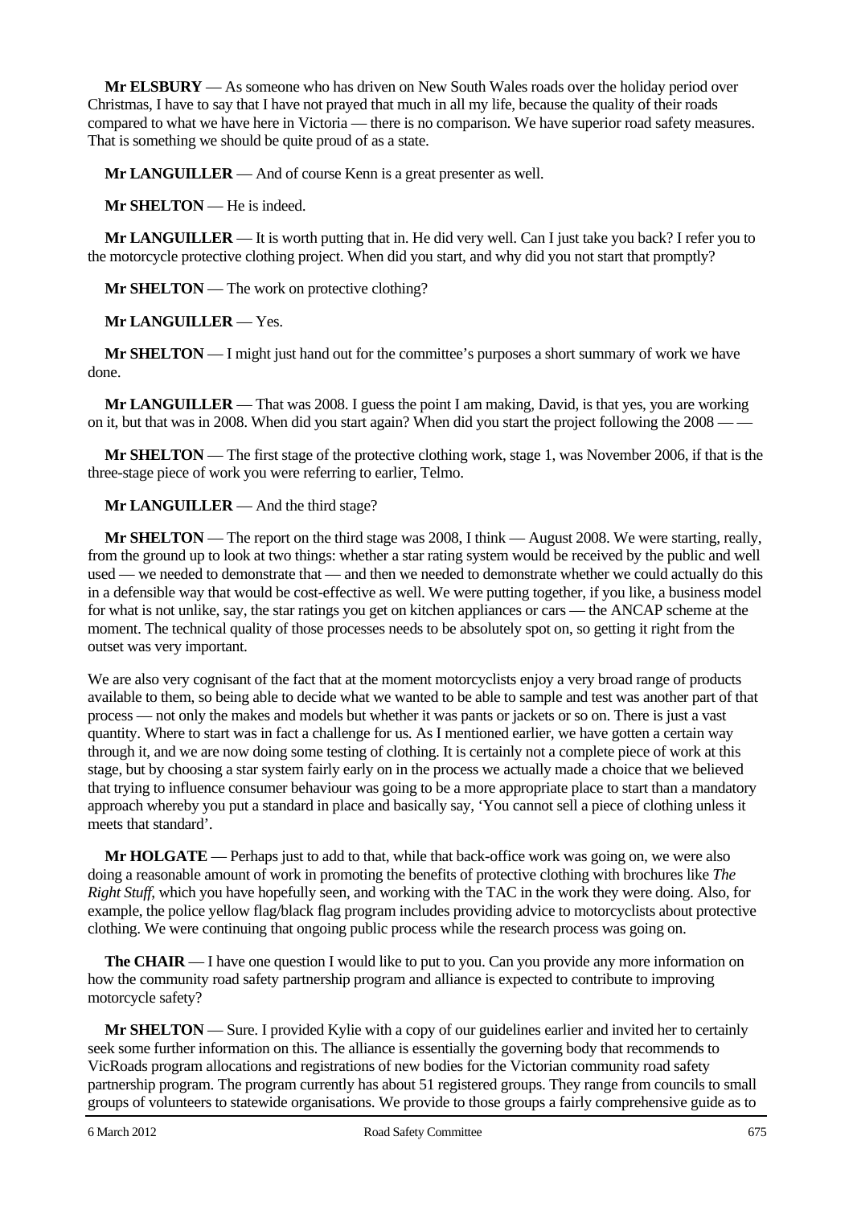**Mr ELSBURY** — As someone who has driven on New South Wales roads over the holiday period over Christmas, I have to say that I have not prayed that much in all my life, because the quality of their roads compared to what we have here in Victoria — there is no comparison. We have superior road safety measures. That is something we should be quite proud of as a state.

**Mr LANGUILLER** — And of course Kenn is a great presenter as well.

**Mr SHELTON** — He is indeed.

**Mr LANGUILLER** — It is worth putting that in. He did very well. Can I just take you back? I refer you to the motorcycle protective clothing project. When did you start, and why did you not start that promptly?

**Mr SHELTON** — The work on protective clothing?

**Mr LANGUILLER** — Yes.

**Mr SHELTON** — I might just hand out for the committee's purposes a short summary of work we have done.

**Mr LANGUILLER** — That was 2008. I guess the point I am making, David, is that yes, you are working on it, but that was in 2008. When did you start again? When did you start the project following the 2008 — —

**Mr SHELTON** — The first stage of the protective clothing work, stage 1, was November 2006, if that is the three-stage piece of work you were referring to earlier, Telmo.

**Mr LANGUILLER** — And the third stage?

**Mr SHELTON** — The report on the third stage was 2008, I think — August 2008. We were starting, really, from the ground up to look at two things: whether a star rating system would be received by the public and well used — we needed to demonstrate that — and then we needed to demonstrate whether we could actually do this in a defensible way that would be cost-effective as well. We were putting together, if you like, a business model for what is not unlike, say, the star ratings you get on kitchen appliances or cars — the ANCAP scheme at the moment. The technical quality of those processes needs to be absolutely spot on, so getting it right from the outset was very important.

We are also very cognisant of the fact that at the moment motorcyclists enjoy a very broad range of products available to them, so being able to decide what we wanted to be able to sample and test was another part of that process — not only the makes and models but whether it was pants or jackets or so on. There is just a vast quantity. Where to start was in fact a challenge for us. As I mentioned earlier, we have gotten a certain way through it, and we are now doing some testing of clothing. It is certainly not a complete piece of work at this stage, but by choosing a star system fairly early on in the process we actually made a choice that we believed that trying to influence consumer behaviour was going to be a more appropriate place to start than a mandatory approach whereby you put a standard in place and basically say, 'You cannot sell a piece of clothing unless it meets that standard'.

**Mr HOLGATE** — Perhaps just to add to that, while that back-office work was going on, we were also doing a reasonable amount of work in promoting the benefits of protective clothing with brochures like *The Right Stuff*, which you have hopefully seen, and working with the TAC in the work they were doing. Also, for example, the police yellow flag/black flag program includes providing advice to motorcyclists about protective clothing. We were continuing that ongoing public process while the research process was going on.

**The CHAIR** — I have one question I would like to put to you. Can you provide any more information on how the community road safety partnership program and alliance is expected to contribute to improving motorcycle safety?

**Mr SHELTON** — Sure. I provided Kylie with a copy of our guidelines earlier and invited her to certainly seek some further information on this. The alliance is essentially the governing body that recommends to VicRoads program allocations and registrations of new bodies for the Victorian community road safety partnership program. The program currently has about 51 registered groups. They range from councils to small groups of volunteers to statewide organisations. We provide to those groups a fairly comprehensive guide as to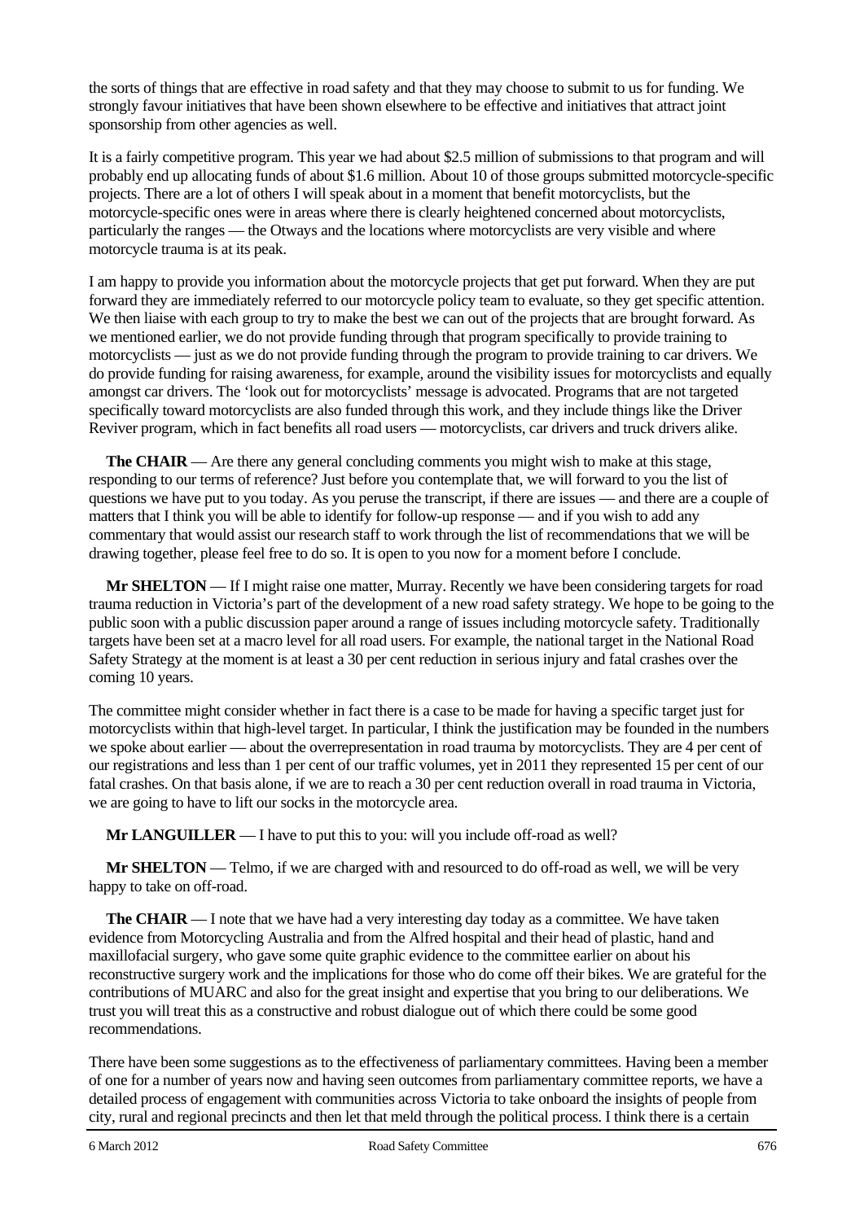the sorts of things that are effective in road safety and that they may choose to submit to us for funding. We strongly favour initiatives that have been shown elsewhere to be effective and initiatives that attract joint sponsorship from other agencies as well.

It is a fairly competitive program. This year we had about $2.5 million of submissions to that program and will probably end up allocating funds of about $1.6 million. About 10 of those groups submitted motorcycle-specific projects. There are a lot of others I will speak about in a moment that benefit motorcyclists, but the motorcycle-specific ones were in areas where there is clearly heightened concerned about motorcyclists, particularly the ranges — the Otways and the locations where motorcyclists are very visible and where motorcycle trauma is at its peak.

I am happy to provide you information about the motorcycle projects that get put forward. When they are put forward they are immediately referred to our motorcycle policy team to evaluate, so they get specific attention. We then liaise with each group to try to make the best we can out of the projects that are brought forward. As we mentioned earlier, we do not provide funding through that program specifically to provide training to motorcyclists — just as we do not provide funding through the program to provide training to car drivers. We do provide funding for raising awareness, for example, around the visibility issues for motorcyclists and equally amongst car drivers. The 'look out for motorcyclists' message is advocated. Programs that are not targeted specifically toward motorcyclists are also funded through this work, and they include things like the Driver Reviver program, which in fact benefits all road users — motorcyclists, car drivers and truck drivers alike.

**The CHAIR** — Are there any general concluding comments you might wish to make at this stage, responding to our terms of reference? Just before you contemplate that, we will forward to you the list of questions we have put to you today. As you peruse the transcript, if there are issues — and there are a couple of matters that I think you will be able to identify for follow-up response — and if you wish to add any commentary that would assist our research staff to work through the list of recommendations that we will be drawing together, please feel free to do so. It is open to you now for a moment before I conclude.

**Mr SHELTON** — If I might raise one matter, Murray. Recently we have been considering targets for road trauma reduction in Victoria's part of the development of a new road safety strategy. We hope to be going to the public soon with a public discussion paper around a range of issues including motorcycle safety. Traditionally targets have been set at a macro level for all road users. For example, the national target in the National Road Safety Strategy at the moment is at least a 30 per cent reduction in serious injury and fatal crashes over the coming 10 years.

The committee might consider whether in fact there is a case to be made for having a specific target just for motorcyclists within that high-level target. In particular, I think the justification may be founded in the numbers we spoke about earlier — about the overrepresentation in road trauma by motorcyclists. They are 4 per cent of our registrations and less than 1 per cent of our traffic volumes, yet in 2011 they represented 15 per cent of our fatal crashes. On that basis alone, if we are to reach a 30 per cent reduction overall in road trauma in Victoria, we are going to have to lift our socks in the motorcycle area.

**Mr LANGUILLER** — I have to put this to you: will you include off-road as well?

**Mr SHELTON** — Telmo, if we are charged with and resourced to do off-road as well, we will be very happy to take on off-road.

**The CHAIR** — I note that we have had a very interesting day today as a committee. We have taken evidence from Motorcycling Australia and from the Alfred hospital and their head of plastic, hand and maxillofacial surgery, who gave some quite graphic evidence to the committee earlier on about his reconstructive surgery work and the implications for those who do come off their bikes. We are grateful for the contributions of MUARC and also for the great insight and expertise that you bring to our deliberations. We trust you will treat this as a constructive and robust dialogue out of which there could be some good recommendations.

There have been some suggestions as to the effectiveness of parliamentary committees. Having been a member of one for a number of years now and having seen outcomes from parliamentary committee reports, we have a detailed process of engagement with communities across Victoria to take onboard the insights of people from city, rural and regional precincts and then let that meld through the political process. I think there is a certain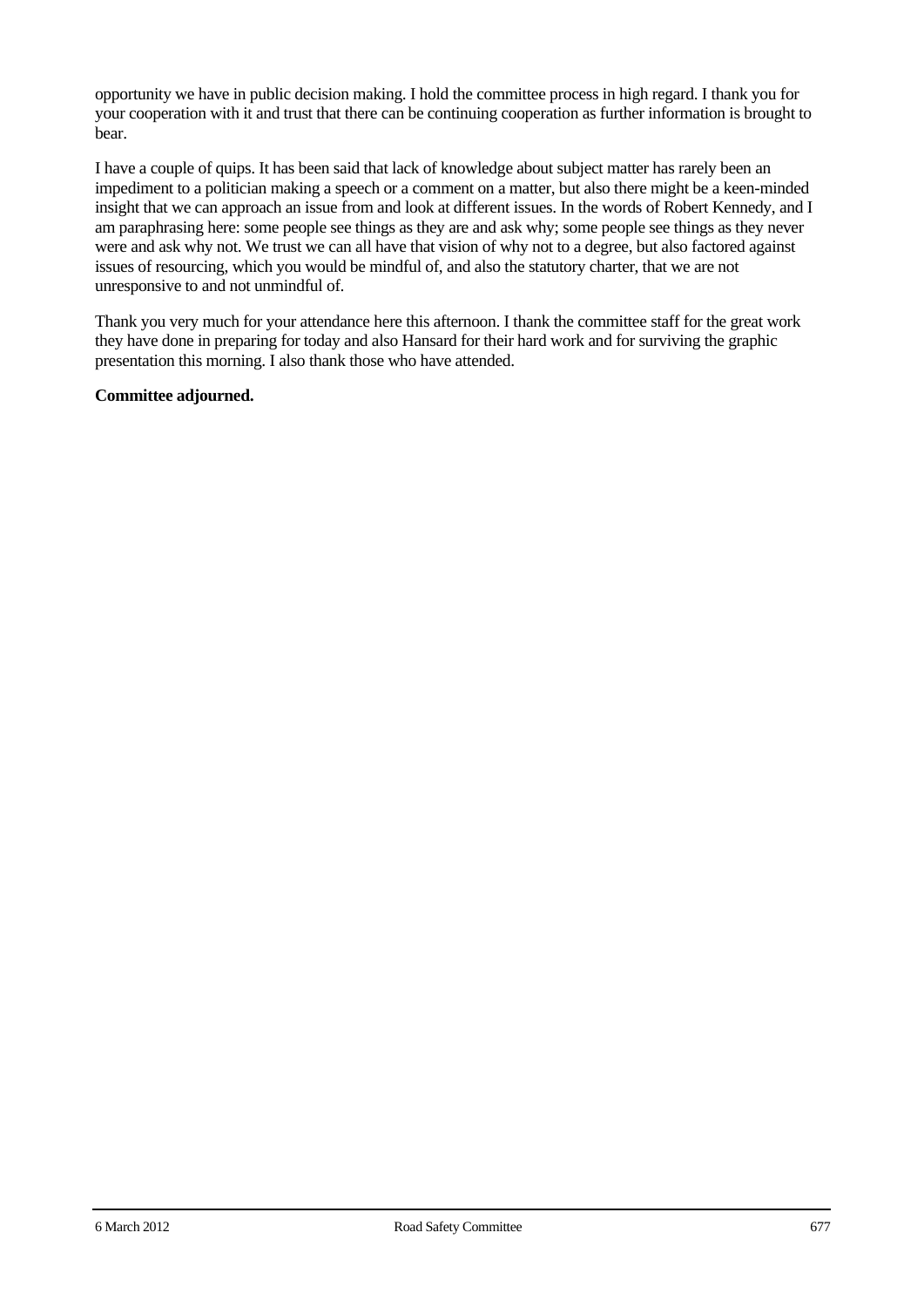opportunity we have in public decision making. I hold the committee process in high regard. I thank you for your cooperation with it and trust that there can be continuing cooperation as further information is brought to bear.

I have a couple of quips. It has been said that lack of knowledge about subject matter has rarely been an impediment to a politician making a speech or a comment on a matter, but also there might be a keen-minded insight that we can approach an issue from and look at different issues. In the words of Robert Kennedy, and I am paraphrasing here: some people see things as they are and ask why; some people see things as they never were and ask why not. We trust we can all have that vision of why not to a degree, but also factored against issues of resourcing, which you would be mindful of, and also the statutory charter, that we are not unresponsive to and not unmindful of.

Thank you very much for your attendance here this afternoon. I thank the committee staff for the great work they have done in preparing for today and also Hansard for their hard work and for surviving the graphic presentation this morning. I also thank those who have attended.

**Committee adjourned.**